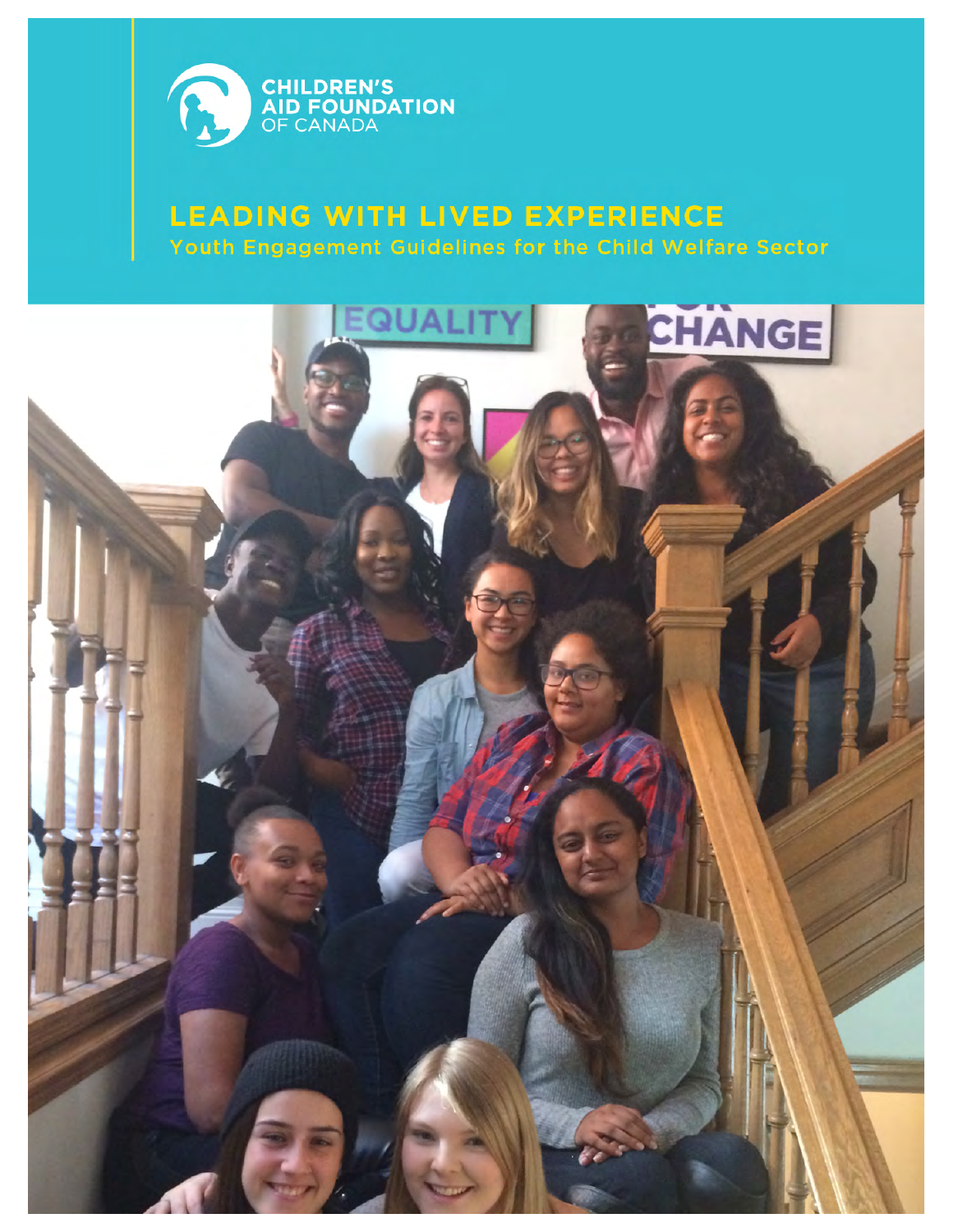CHILDREN'S AID FOUNDATION OF CANADA

# LEADING WITH LIVED EXPERIENCE

## Youth Engagement Guidelines for the Child Welfare Sector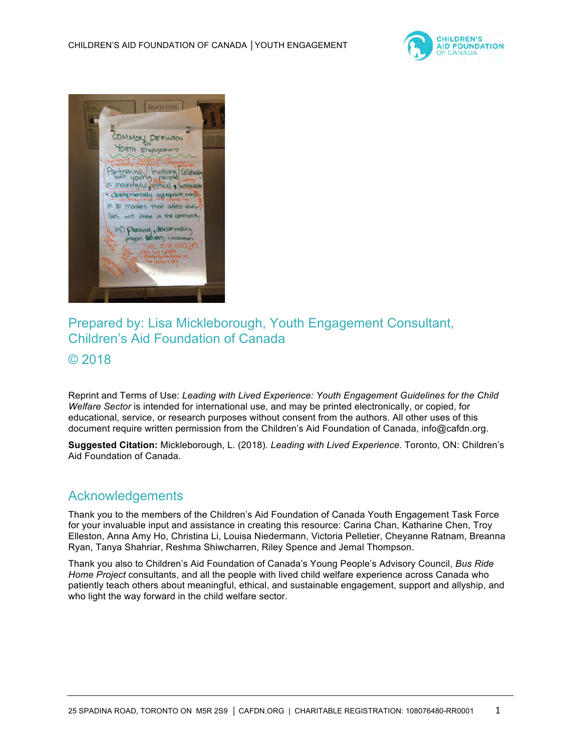Prepared by: Lisa Mickleborough, Youth Engagement Consultant, Children's Aid Foundation of Canada

© 2018

Reprint and Terms of Use: *Leading with Lived Experience: Youth Engagement Guidelines for the Child Welfare Sector* is intended for international use, and may be printed electronically, or copied, for educational, service, or research purposes without consent from the authors. All other uses of this document require written permission from the Children's Aid Foundation of Canada, info@cafdn.org.

**Suggested Citation:** Mickleborough, L. (2018). *Leading with Lived Experience.* Toronto, ON: Children's Aid Foundation of Canada.

## Acknowledgements

Thank you to the members of the Children's Aid Foundation of Canada Youth Engagement Task Force for your invaluable input and assistance in creating this resource: Carina Chan, Katharine Chen, Troy Elleston, Anna Amy Ho, Christina Li, Louisa Niedermann, Victoria Pelletier, Cheyanne Ratnam, Breanna Ryan, Tanya Shahriar, Reshma Shiwcharren, Riley Spence and Jemal Thompson.

Thank you also to Children's Aid Foundation of Canada's Young People's Advisory Council, *Bus Ride Home Project* consultants, and all the people with lived child welfare experience across Canada who patiently teach others about meaningful, ethical, and sustainable engagement, support and allyship, and who light the way forward in the child welfare sector.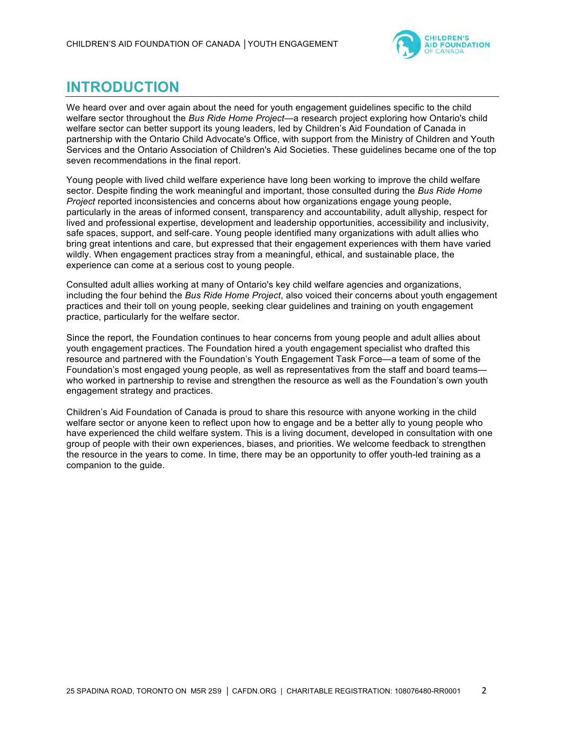# INTRODUCTION

We heard over and over again about the need for youth engagement guidelines specific to the child welfare sector throughout the *Bus Ride Home Project*—a research project exploring how Ontario's child welfare sector can better support its young leaders, led by Children's Aid Foundation of Canada in partnership with the Ontario Child Advocate's Office, with support from the Ministry of Children and Youth Services and the Ontario Association of Children's Aid Societies. These guidelines became one of the top seven recommendations in the final report.

Young people with lived child welfare experience have long been working to improve the child welfare sector. Despite finding the work meaningful and important, those consulted during the *Bus Ride Home Project* reported inconsistencies and concerns about how organizations engage young people, particularly in the areas of informed consent, transparency and accountability, adult allyship, respect for lived and professional expertise, development and leadership opportunities, accessibility and inclusivity, safe spaces, support, and self-care. Young people identified many organizations with adult allies who bring great intentions and care, but expressed that their engagement experiences with them have varied wildly. When engagement practices stray from a meaningful, ethical, and sustainable place, the experience can come at a serious cost to young people.

Consulted adult allies working at many of Ontario's key child welfare agencies and organizations, including the four behind the *Bus Ride Home Project*, also voiced their concerns about youth engagement practices and their toll on young people, seeking clear guidelines and training on youth engagement practice, particularly for the welfare sector.

Since the report, the Foundation continues to hear concerns from young people and adult allies about youth engagement practices. The Foundation hired a youth engagement specialist who drafted this resource and partnered with the Foundation's Youth Engagement Task Force—a team of some of the Foundation's most engaged young people, as well as representatives from the staff and board teams—who worked in partnership to revise and strengthen the resource as well as the Foundation's own youth engagement strategy and practices.

Children's Aid Foundation of Canada is proud to share this resource with anyone working in the child welfare sector or anyone keen to reflect upon how to engage and be a better ally to young people who have experienced the child welfare system. This is a living document, developed in consultation with one group of people with their own experiences, biases, and priorities. We welcome feedback to strengthen the resource in the years to come. In time, there may be an opportunity to offer youth-led training as a companion to the guide.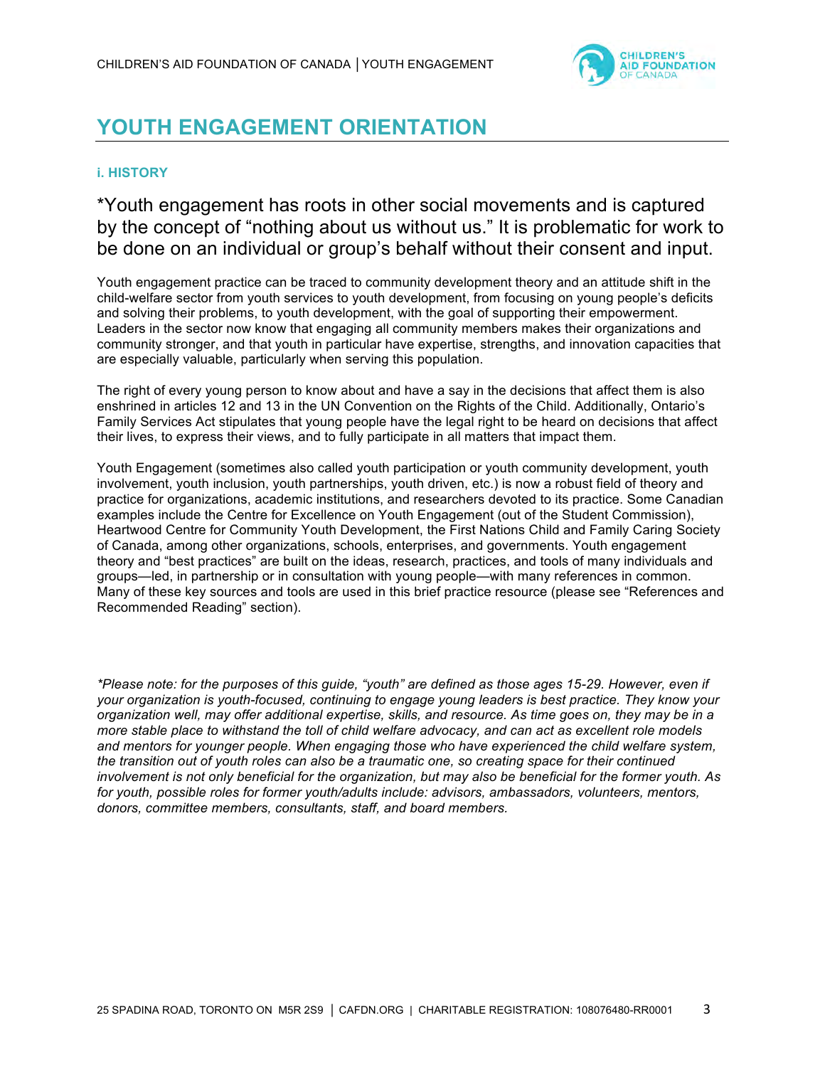# YOUTH ENGAGEMENT ORIENTATION

### i. HISTORY

*Youth engagement has roots in other social movements and is captured by the concept of "nothing about us without us." It is problematic for work to be done on an individual or group's behalf without their consent and input.

Youth engagement practice can be traced to community development theory and an attitude shift in the child-welfare sector from youth services to youth development, from focusing on young people's deficits and solving their problems, to youth development, with the goal of supporting their empowerment. Leaders in the sector now know that engaging all community members makes their organizations and community stronger, and that youth in particular have expertise, strengths, and innovation capacities that are especially valuable, particularly when serving this population.

The right of every young person to know about and have a say in the decisions that affect them is also enshrined in articles 12 and 13 in the UN Convention on the Rights of the Child. Additionally, Ontario's Family Services Act stipulates that young people have the legal right to be heard on decisions that affect their lives, to express their views, and to fully participate in all matters that impact them.

Youth Engagement (sometimes also called youth participation or youth community development, youth involvement, youth inclusion, youth partnerships, youth driven, etc.) is now a robust field of theory and practice for organizations, academic institutions, and researchers devoted to its practice. Some Canadian examples include the Centre for Excellence on Youth Engagement (out of the Student Commission), Heartwood Centre for Community Youth Development, the First Nations Child and Family Caring Society of Canada, among other organizations, schools, enterprises, and governments. Youth engagement theory and "best practices" are built on the ideas, research, practices, and tools of many individuals and groups—led, in partnership or in consultation with young people—with many references in common. Many of these key sources and tools are used in this brief practice resource (please see "References and Recommended Reading" section).

*\*Please note: for the purposes of this guide, "youth" are defined as those ages 15-29. However, even if your organization is youth-focused, continuing to engage young leaders is best practice. They know your organization well, may offer additional expertise, skills, and resource. As time goes on, they may be in a more stable place to withstand the toll of child welfare advocacy, and can act as excellent role models and mentors for younger people. When engaging those who have experienced the child welfare system, the transition out of youth roles can also be a traumatic one, so creating space for their continued involvement is not only beneficial for the organization, but may also be beneficial for the former youth. As for youth, possible roles for former youth/adults include: advisors, ambassadors, volunteers, mentors, donors, committee members, consultants, staff, and board members.*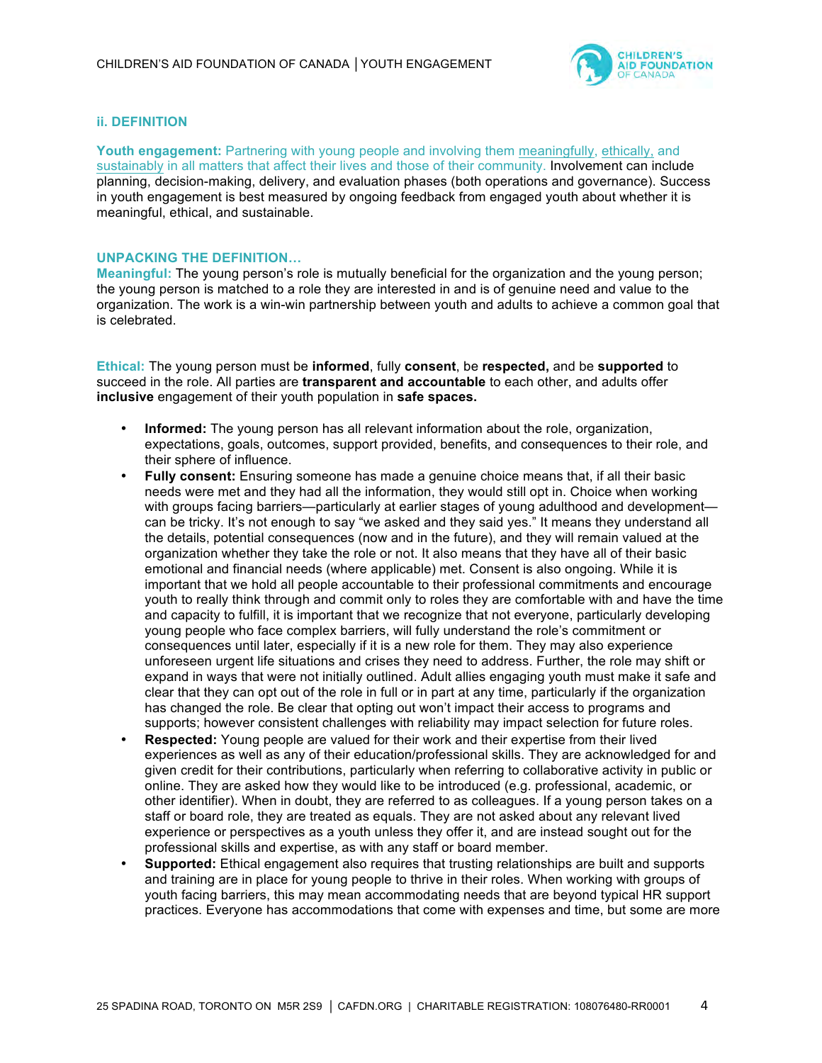### ii. DEFINITION

**Youth engagement:** Partnering with young people and involving them meaningfully, ethically, and sustainably in all matters that affect their lives and those of their community. Involvement can include planning, decision-making, delivery, and evaluation phases (both operations and governance). Success in youth engagement is best measured by ongoing feedback from engaged youth about whether it is meaningful, ethical, and sustainable.

### UNPACKING THE DEFINITION…

**Meaningful:** The young person's role is mutually beneficial for the organization and the young person; the young person is matched to a role they are interested in and is of genuine need and value to the organization. The work is a win-win partnership between youth and adults to achieve a common goal that is celebrated.

**Ethical:** The young person must be **informed**, fully **consent**, be **respected,** and be **supported** to succeed in the role. All parties are **transparent and accountable** to each other, and adults offer **inclusive** engagement of their youth population in **safe spaces.**

- **Informed:** The young person has all relevant information about the role, organization, expectations, goals, outcomes, support provided, benefits, and consequences to their role, and their sphere of influence.
- **Fully consent:** Ensuring someone has made a genuine choice means that, if all their basic needs were met and they had all the information, they would still opt in. Choice when working with groups facing barriers—particularly at earlier stages of young adulthood and development—can be tricky. It's not enough to say "we asked and they said yes." It means they understand all the details, potential consequences (now and in the future), and they will remain valued at the organization whether they take the role or not. It also means that they have all of their basic emotional and financial needs (where applicable) met. Consent is also ongoing. While it is important that we hold all people accountable to their professional commitments and encourage youth to really think through and commit only to roles they are comfortable with and have the time and capacity to fulfill, it is important that we recognize that not everyone, particularly developing young people who face complex barriers, will fully understand the role's commitment or consequences until later, especially if it is a new role for them. They may also experience unforeseen urgent life situations and crises they need to address. Further, the role may shift or expand in ways that were not initially outlined. Adult allies engaging youth must make it safe and clear that they can opt out of the role in full or in part at any time, particularly if the organization has changed the role. Be clear that opting out won't impact their access to programs and supports; however consistent challenges with reliability may impact selection for future roles.
- **Respected:** Young people are valued for their work and their expertise from their lived experiences as well as any of their education/professional skills. They are acknowledged for and given credit for their contributions, particularly when referring to collaborative activity in public or online. They are asked how they would like to be introduced (e.g. professional, academic, or other identifier). When in doubt, they are referred to as colleagues. If a young person takes on a staff or board role, they are treated as equals. They are not asked about any relevant lived experience or perspectives as a youth unless they offer it, and are instead sought out for the professional skills and expertise, as with any staff or board member.
- **Supported:** Ethical engagement also requires that trusting relationships are built and supports and training are in place for young people to thrive in their roles. When working with groups of youth facing barriers, this may mean accommodating needs that are beyond typical HR support practices. Everyone has accommodations that come with expenses and time, but some are more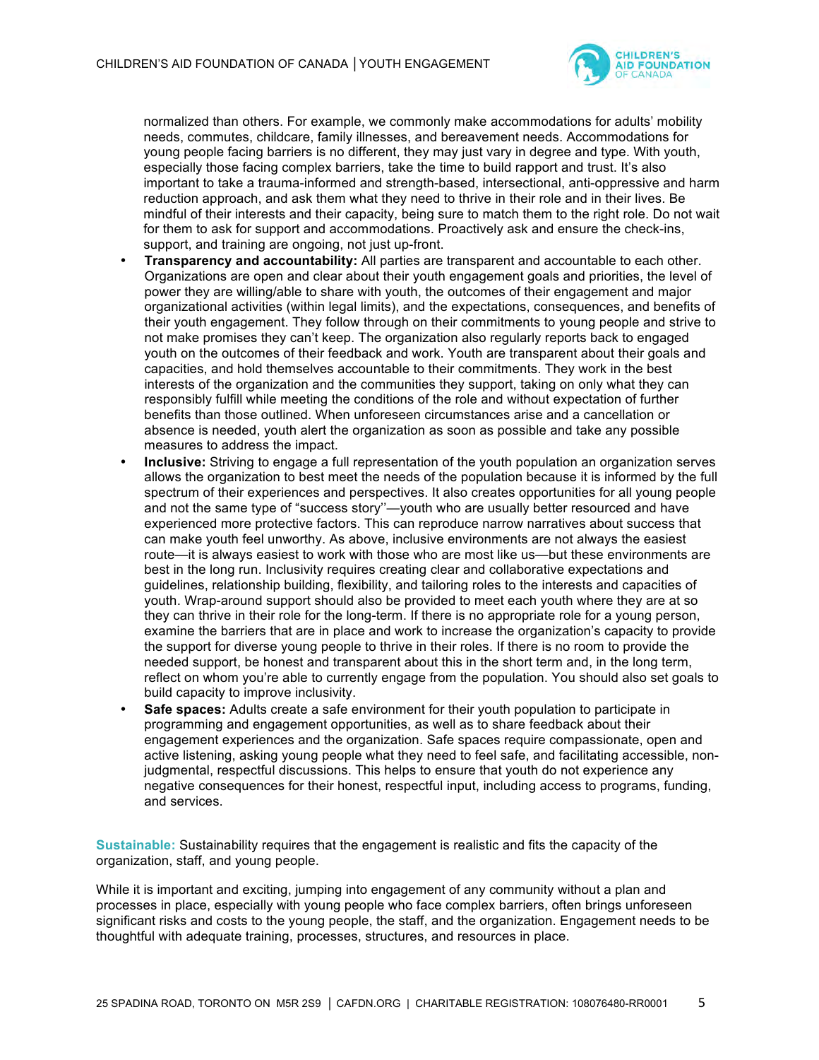normalized than others. For example, we commonly make accommodations for adults' mobility needs, commutes, childcare, family illnesses, and bereavement needs. Accommodations for young people facing barriers is no different, they may just vary in degree and type. With youth, especially those facing complex barriers, take the time to build rapport and trust. It's also important to take a trauma-informed and strength-based, intersectional, anti-oppressive and harm reduction approach, and ask them what they need to thrive in their role and in their lives. Be mindful of their interests and their capacity, being sure to match them to the right role. Do not wait for them to ask for support and accommodations. Proactively ask and ensure the check-ins, support, and training are ongoing, not just up-front.

- **Transparency and accountability:** All parties are transparent and accountable to each other. Organizations are open and clear about their youth engagement goals and priorities, the level of power they are willing/able to share with youth, the outcomes of their engagement and major organizational activities (within legal limits), and the expectations, consequences, and benefits of their youth engagement. They follow through on their commitments to young people and strive to not make promises they can't keep. The organization also regularly reports back to engaged youth on the outcomes of their feedback and work. Youth are transparent about their goals and capacities, and hold themselves accountable to their commitments. They work in the best interests of the organization and the communities they support, taking on only what they can responsibly fulfill while meeting the conditions of the role and without expectation of further benefits than those outlined. When unforeseen circumstances arise and a cancellation or absence is needed, youth alert the organization as soon as possible and take any possible measures to address the impact.
- **Inclusive:** Striving to engage a full representation of the youth population an organization serves allows the organization to best meet the needs of the population because it is informed by the full spectrum of their experiences and perspectives. It also creates opportunities for all young people and not the same type of "success story"—youth who are usually better resourced and have experienced more protective factors. This can reproduce narrow narratives about success that can make youth feel unworthy. As above, inclusive environments are not always the easiest route—it is always easiest to work with those who are most like us—but these environments are best in the long run. Inclusivity requires creating clear and collaborative expectations and guidelines, relationship building, flexibility, and tailoring roles to the interests and capacities of youth. Wrap-around support should also be provided to meet each youth where they are at so they can thrive in their role for the long-term. If there is no appropriate role for a young person, examine the barriers that are in place and work to increase the organization's capacity to provide the support for diverse young people to thrive in their roles. If there is no room to provide the needed support, be honest and transparent about this in the short term and, in the long term, reflect on whom you're able to currently engage from the population. You should also set goals to build capacity to improve inclusivity.
- **Safe spaces:** Adults create a safe environment for their youth population to participate in programming and engagement opportunities, as well as to share feedback about their engagement experiences and the organization. Safe spaces require compassionate, open and active listening, asking young people what they need to feel safe, and facilitating accessible, non-judgmental, respectful discussions. This helps to ensure that youth do not experience any negative consequences for their honest, respectful input, including access to programs, funding, and services.

**Sustainable:** Sustainability requires that the engagement is realistic and fits the capacity of the organization, staff, and young people.

While it is important and exciting, jumping into engagement of any community without a plan and processes in place, especially with young people who face complex barriers, often brings unforeseen significant risks and costs to the young people, the staff, and the organization. Engagement needs to be thoughtful with adequate training, processes, structures, and resources in place.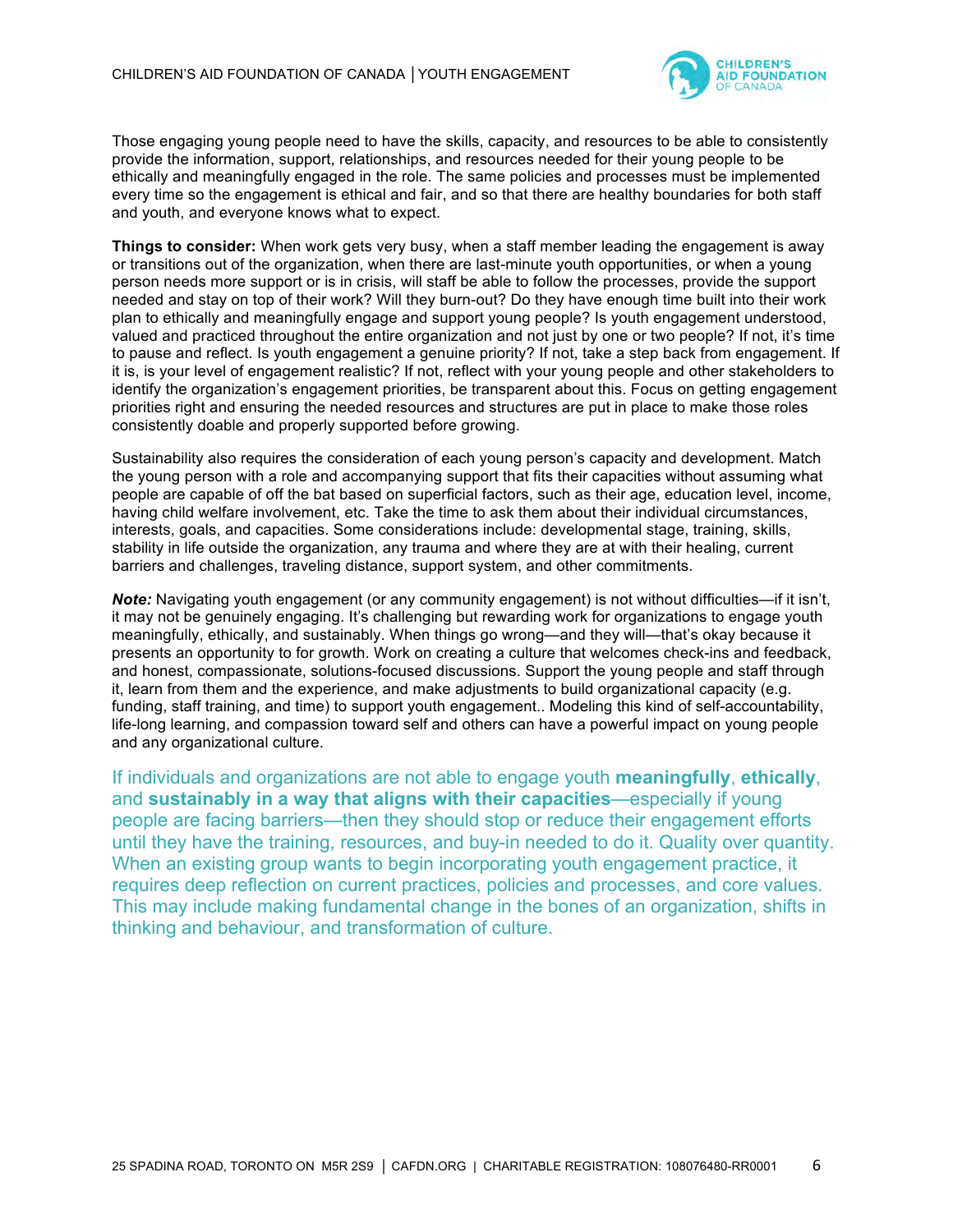Those engaging young people need to have the skills, capacity, and resources to be able to consistently provide the information, support, relationships, and resources needed for their young people to be ethically and meaningfully engaged in the role. The same policies and processes must be implemented every time so the engagement is ethical and fair, and so that there are healthy boundaries for both staff and youth, and everyone knows what to expect.

**Things to consider:** When work gets very busy, when a staff member leading the engagement is away or transitions out of the organization, when there are last-minute youth opportunities, or when a young person needs more support or is in crisis, will staff be able to follow the processes, provide the support needed and stay on top of their work? Will they burn-out? Do they have enough time built into their work plan to ethically and meaningfully engage and support young people? Is youth engagement understood, valued and practiced throughout the entire organization and not just by one or two people? If not, it's time to pause and reflect. Is youth engagement a genuine priority? If not, take a step back from engagement. If it is, is your level of engagement realistic? If not, reflect with your young people and other stakeholders to identify the organization's engagement priorities, be transparent about this. Focus on getting engagement priorities right and ensuring the needed resources and structures are put in place to make those roles consistently doable and properly supported before growing.

Sustainability also requires the consideration of each young person's capacity and development. Match the young person with a role and accompanying support that fits their capacities without assuming what people are capable of off the bat based on superficial factors, such as their age, education level, income, having child welfare involvement, etc. Take the time to ask them about their individual circumstances, interests, goals, and capacities. Some considerations include: developmental stage, training, skills, stability in life outside the organization, any trauma and where they are at with their healing, current barriers and challenges, traveling distance, support system, and other commitments.

***Note:*** Navigating youth engagement (or any community engagement) is not without difficulties—if it isn't, it may not be genuinely engaging. It's challenging but rewarding work for organizations to engage youth meaningfully, ethically, and sustainably. When things go wrong—and they will—that's okay because it presents an opportunity to for growth. Work on creating a culture that welcomes check-ins and feedback, and honest, compassionate, solutions-focused discussions. Support the young people and staff through it, learn from them and the experience, and make adjustments to build organizational capacity (e.g. funding, staff training, and time) to support youth engagement.. Modeling this kind of self-accountability, life-long learning, and compassion toward self and others can have a powerful impact on young people and any organizational culture.

If individuals and organizations are not able to engage youth **meaningfully**, **ethically**, and **sustainably in a way that aligns with their capacities**—especially if young people are facing barriers—then they should stop or reduce their engagement efforts until they have the training, resources, and buy-in needed to do it. Quality over quantity. When an existing group wants to begin incorporating youth engagement practice, it requires deep reflection on current practices, policies and processes, and core values. This may include making fundamental change in the bones of an organization, shifts in thinking and behaviour, and transformation of culture.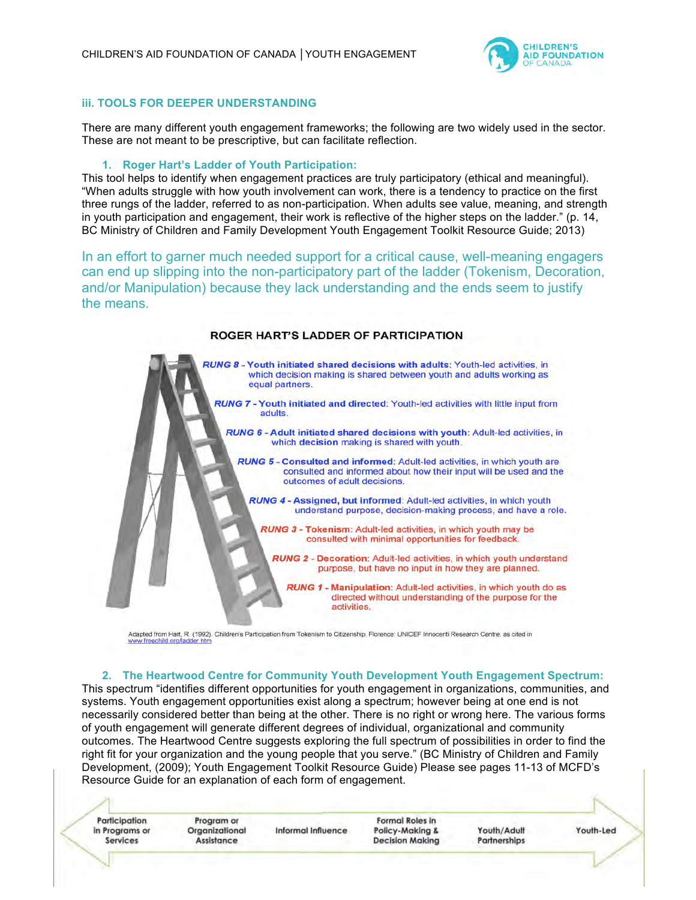### iii. TOOLS FOR DEEPER UNDERSTANDING

There are many different youth engagement frameworks; the following are two widely used in the sector. These are not meant to be prescriptive, but can facilitate reflection.

#### 1. Roger Hart's Ladder of Youth Participation:

This tool helps to identify when engagement practices are truly participatory (ethical and meaningful). "When adults struggle with how youth involvement can work, there is a tendency to practice on the first three rungs of the ladder, referred to as non-participation. When adults see value, meaning, and strength in youth participation and engagement, their work is reflective of the higher steps on the ladder." (p. 14, BC Ministry of Children and Family Development Youth Engagement Toolkit Resource Guide; 2013)

In an effort to garner much needed support for a critical cause, well-meaning engagers can end up slipping into the non-participatory part of the ladder (Tokenism, Decoration, and/or Manipulation) because they lack understanding and the ends seem to justify the means.

**ROGER HART'S LADDER OF PARTICIPATION**

*RUNG 8* - **Youth initiated shared decisions with adults**: Youth-led activities, in which decision making is shared between youth and adults working as equal partners.

*RUNG 7* - **Youth initiated and directed**: Youth-led activities with little input from adults.

*RUNG 6* - **Adult initiated shared decisions with youth**: Adult-led activities, in which decision making is shared with youth.

*RUNG 5* - **Consulted and informed**: Adult-led activities, in which youth are consulted and informed about how their input will be used and the outcomes of adult decisions.

*RUNG 4* - **Assigned, but informed**: Adult-led activities, in which youth understand purpose, decision-making process, and have a role.

*RUNG 3* - **Tokenism**: Adult-led activities, in which youth may be consulted with minimal opportunities for feedback.

*RUNG 2* - **Decoration**: Adult-led activities, in which youth understand purpose, but have no input in how they are planned.

*RUNG 1* - **Manipulation**: Adult-led activities, in which youth do as directed without understanding of the purpose for the activities.

Adapted from Hart, R. (1992). Children's Participation from Tokenism to Citizenship. Florence: UNICEF Innocenti Research Centre; as cited in www.freechild.org/ladder.htm

#### 2. The Heartwood Centre for Community Youth Development Youth Engagement Spectrum:

This spectrum "identifies different opportunities for youth engagement in organizations, communities, and systems. Youth engagement opportunities exist along a spectrum; however being at one end is not necessarily considered better than being at the other. There is no right or wrong here. The various forms of youth engagement will generate different degrees of individual, organizational and community outcomes. The Heartwood Centre suggests exploring the full spectrum of possibilities in order to find the right fit for your organization and the young people that you serve." (BC Ministry of Children and Family Development, (2009); Youth Engagement Toolkit Resource Guide) Please see pages 11-13 of MCFD's Resource Guide for an explanation of each form of engagement.

Participation in Programs or Services ↔ Program or Organizational Assistance ↔ Informal Influence ↔ Formal Roles in Policy-Making & Decision Making ↔ Youth/Adult Partnerships ↔ Youth-Led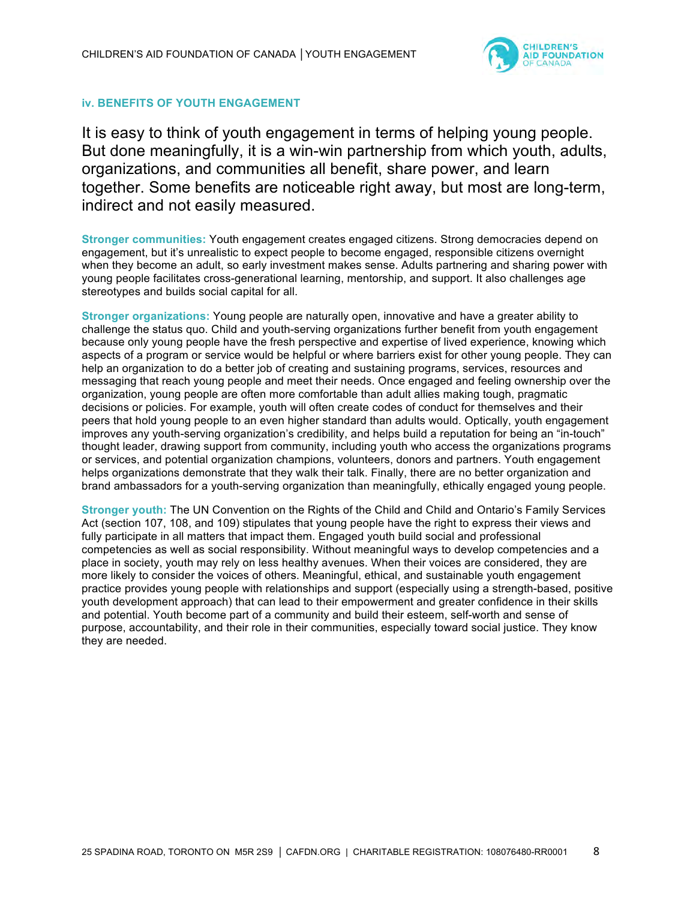## iv. BENEFITS OF YOUTH ENGAGEMENT

It is easy to think of youth engagement in terms of helping young people. But done meaningfully, it is a win-win partnership from which youth, adults, organizations, and communities all benefit, share power, and learn together. Some benefits are noticeable right away, but most are long-term, indirect and not easily measured.

**Stronger communities:** Youth engagement creates engaged citizens. Strong democracies depend on engagement, but it's unrealistic to expect people to become engaged, responsible citizens overnight when they become an adult, so early investment makes sense. Adults partnering and sharing power with young people facilitates cross-generational learning, mentorship, and support. It also challenges age stereotypes and builds social capital for all.

**Stronger organizations:** Young people are naturally open, innovative and have a greater ability to challenge the status quo. Child and youth-serving organizations further benefit from youth engagement because only young people have the fresh perspective and expertise of lived experience, knowing which aspects of a program or service would be helpful or where barriers exist for other young people. They can help an organization to do a better job of creating and sustaining programs, services, resources and messaging that reach young people and meet their needs. Once engaged and feeling ownership over the organization, young people are often more comfortable than adult allies making tough, pragmatic decisions or policies. For example, youth will often create codes of conduct for themselves and their peers that hold young people to an even higher standard than adults would. Optically, youth engagement improves any youth-serving organization's credibility, and helps build a reputation for being an "in-touch" thought leader, drawing support from community, including youth who access the organizations programs or services, and potential organization champions, volunteers, donors and partners. Youth engagement helps organizations demonstrate that they walk their talk. Finally, there are no better organization and brand ambassadors for a youth-serving organization than meaningfully, ethically engaged young people.

**Stronger youth:** The UN Convention on the Rights of the Child and Child and Ontario's Family Services Act (section 107, 108, and 109) stipulates that young people have the right to express their views and fully participate in all matters that impact them. Engaged youth build social and professional competencies as well as social responsibility. Without meaningful ways to develop competencies and a place in society, youth may rely on less healthy avenues. When their voices are considered, they are more likely to consider the voices of others. Meaningful, ethical, and sustainable youth engagement practice provides young people with relationships and support (especially using a strength-based, positive youth development approach) that can lead to their empowerment and greater confidence in their skills and potential. Youth become part of a community and build their esteem, self-worth and sense of purpose, accountability, and their role in their communities, especially toward social justice. They know they are needed.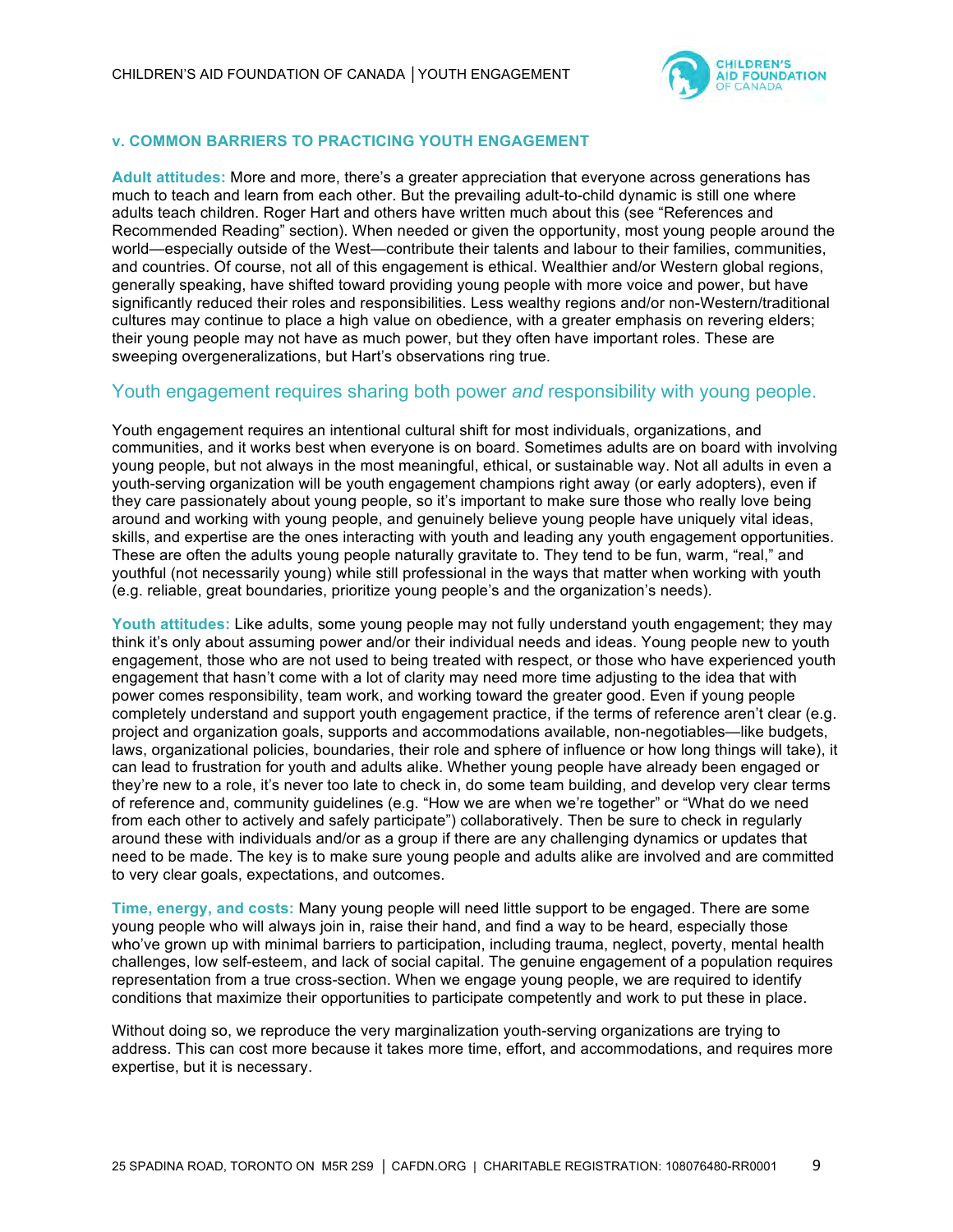## v. COMMON BARRIERS TO PRACTICING YOUTH ENGAGEMENT

**Adult attitudes:** More and more, there's a greater appreciation that everyone across generations has much to teach and learn from each other. But the prevailing adult-to-child dynamic is still one where adults teach children. Roger Hart and others have written much about this (see "References and Recommended Reading" section). When needed or given the opportunity, most young people around the world—especially outside of the West—contribute their talents and labour to their families, communities, and countries. Of course, not all of this engagement is ethical. Wealthier and/or Western global regions, generally speaking, have shifted toward providing young people with more voice and power, but have significantly reduced their roles and responsibilities. Less wealthy regions and/or non-Western/traditional cultures may continue to place a high value on obedience, with a greater emphasis on revering elders; their young people may not have as much power, but they often have important roles. These are sweeping overgeneralizations, but Hart's observations ring true.

### Youth engagement requires sharing both power *and* responsibility with young people.

Youth engagement requires an intentional cultural shift for most individuals, organizations, and communities, and it works best when everyone is on board. Sometimes adults are on board with involving young people, but not always in the most meaningful, ethical, or sustainable way. Not all adults in even a youth-serving organization will be youth engagement champions right away (or early adopters), even if they care passionately about young people, so it's important to make sure those who really love being around and working with young people, and genuinely believe young people have uniquely vital ideas, skills, and expertise are the ones interacting with youth and leading any youth engagement opportunities. These are often the adults young people naturally gravitate to. They tend to be fun, warm, "real," and youthful (not necessarily young) while still professional in the ways that matter when working with youth (e.g. reliable, great boundaries, prioritize young people's and the organization's needs).

**Youth attitudes:** Like adults, some young people may not fully understand youth engagement; they may think it's only about assuming power and/or their individual needs and ideas. Young people new to youth engagement, those who are not used to being treated with respect, or those who have experienced youth engagement that hasn't come with a lot of clarity may need more time adjusting to the idea that with power comes responsibility, team work, and working toward the greater good. Even if young people completely understand and support youth engagement practice, if the terms of reference aren't clear (e.g. project and organization goals, supports and accommodations available, non-negotiables—like budgets, laws, organizational policies, boundaries, their role and sphere of influence or how long things will take), it can lead to frustration for youth and adults alike. Whether young people have already been engaged or they're new to a role, it's never too late to check in, do some team building, and develop very clear terms of reference and, community guidelines (e.g. "How we are when we're together" or "What do we need from each other to actively and safely participate") collaboratively. Then be sure to check in regularly around these with individuals and/or as a group if there are any challenging dynamics or updates that need to be made. The key is to make sure young people and adults alike are involved and are committed to very clear goals, expectations, and outcomes.

**Time, energy, and costs:** Many young people will need little support to be engaged. There are some young people who will always join in, raise their hand, and find a way to be heard, especially those who've grown up with minimal barriers to participation, including trauma, neglect, poverty, mental health challenges, low self-esteem, and lack of social capital. The genuine engagement of a population requires representation from a true cross-section. When we engage young people, we are required to identify conditions that maximize their opportunities to participate competently and work to put these in place.

Without doing so, we reproduce the very marginalization youth-serving organizations are trying to address. This can cost more because it takes more time, effort, and accommodations, and requires more expertise, but it is necessary.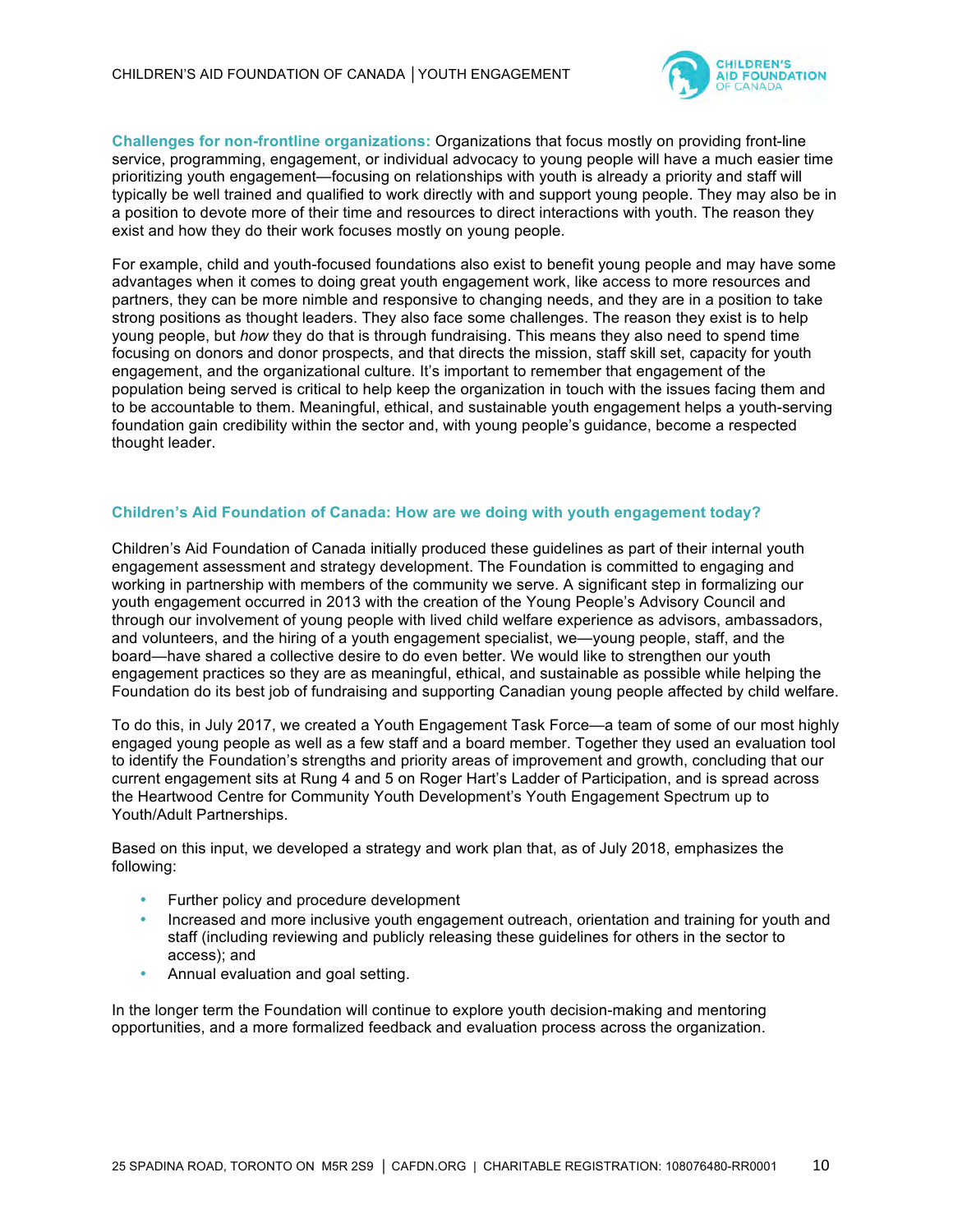**Challenges for non-frontline organizations:** Organizations that focus mostly on providing front-line service, programming, engagement, or individual advocacy to young people will have a much easier time prioritizing youth engagement—focusing on relationships with youth is already a priority and staff will typically be well trained and qualified to work directly with and support young people. They may also be in a position to devote more of their time and resources to direct interactions with youth. The reason they exist and how they do their work focuses mostly on young people.

For example, child and youth-focused foundations also exist to benefit young people and may have some advantages when it comes to doing great youth engagement work, like access to more resources and partners, they can be more nimble and responsive to changing needs, and they are in a position to take strong positions as thought leaders. They also face some challenges. The reason they exist is to help young people, but *how* they do that is through fundraising. This means they also need to spend time focusing on donors and donor prospects, and that directs the mission, staff skill set, capacity for youth engagement, and the organizational culture. It's important to remember that engagement of the population being served is critical to help keep the organization in touch with the issues facing them and to be accountable to them. Meaningful, ethical, and sustainable youth engagement helps a youth-serving foundation gain credibility within the sector and, with young people's guidance, become a respected thought leader.

## Children's Aid Foundation of Canada: How are we doing with youth engagement today?

Children's Aid Foundation of Canada initially produced these guidelines as part of their internal youth engagement assessment and strategy development. The Foundation is committed to engaging and working in partnership with members of the community we serve. A significant step in formalizing our youth engagement occurred in 2013 with the creation of the Young People's Advisory Council and through our involvement of young people with lived child welfare experience as advisors, ambassadors, and volunteers, and the hiring of a youth engagement specialist, we—young people, staff, and the board—have shared a collective desire to do even better. We would like to strengthen our youth engagement practices so they are as meaningful, ethical, and sustainable as possible while helping the Foundation do its best job of fundraising and supporting Canadian young people affected by child welfare.

To do this, in July 2017, we created a Youth Engagement Task Force—a team of some of our most highly engaged young people as well as a few staff and a board member. Together they used an evaluation tool to identify the Foundation's strengths and priority areas of improvement and growth, concluding that our current engagement sits at Rung 4 and 5 on Roger Hart's Ladder of Participation, and is spread across the Heartwood Centre for Community Youth Development's Youth Engagement Spectrum up to Youth/Adult Partnerships.

Based on this input, we developed a strategy and work plan that, as of July 2018, emphasizes the following:

- Further policy and procedure development
- Increased and more inclusive youth engagement outreach, orientation and training for youth and staff (including reviewing and publicly releasing these guidelines for others in the sector to access); and
- Annual evaluation and goal setting.

In the longer term the Foundation will continue to explore youth decision-making and mentoring opportunities, and a more formalized feedback and evaluation process across the organization.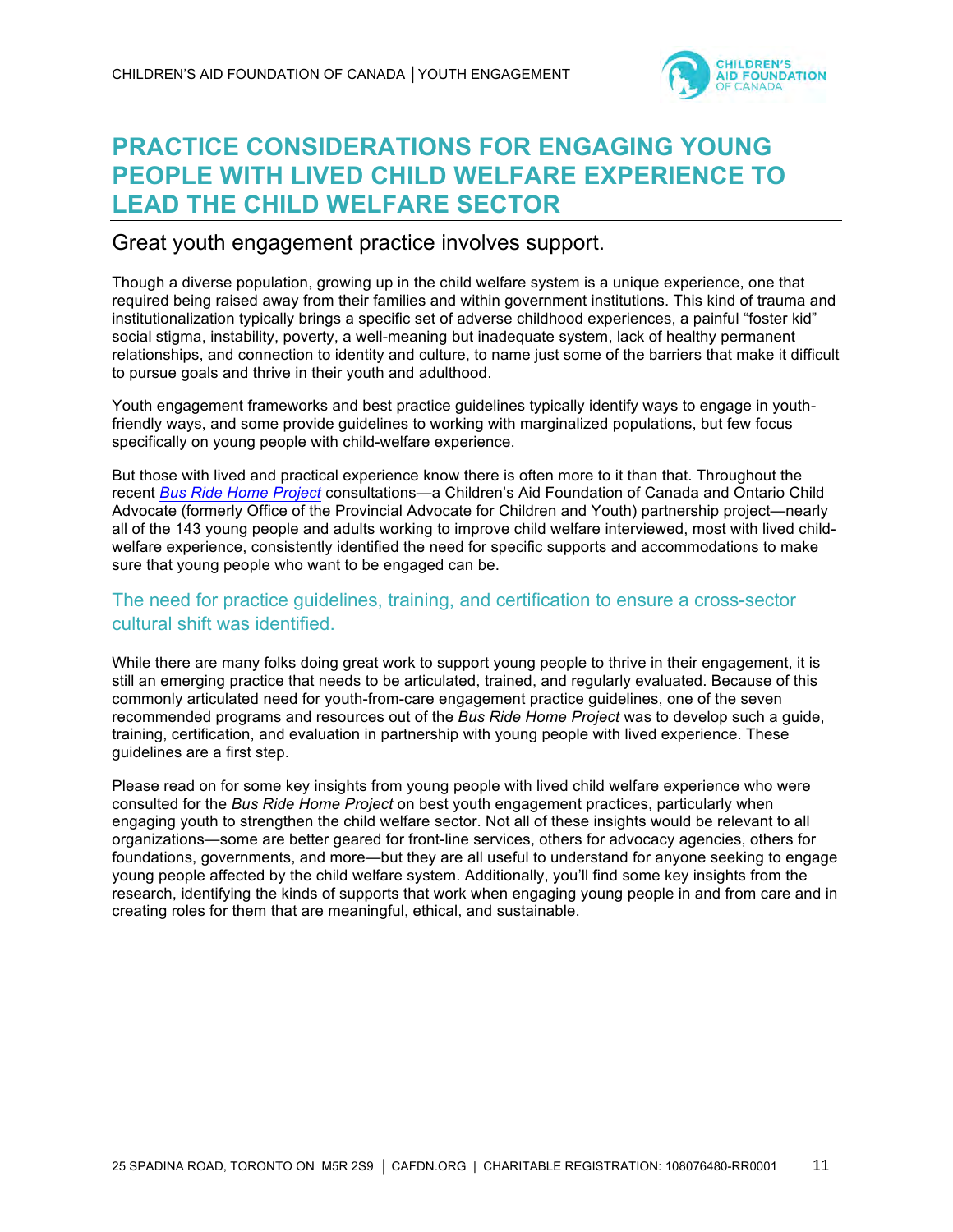# PRACTICE CONSIDERATIONS FOR ENGAGING YOUNG PEOPLE WITH LIVED CHILD WELFARE EXPERIENCE TO LEAD THE CHILD WELFARE SECTOR

## Great youth engagement practice involves support.

Though a diverse population, growing up in the child welfare system is a unique experience, one that required being raised away from their families and within government institutions. This kind of trauma and institutionalization typically brings a specific set of adverse childhood experiences, a painful "foster kid" social stigma, instability, poverty, a well-meaning but inadequate system, lack of healthy permanent relationships, and connection to identity and culture, to name just some of the barriers that make it difficult to pursue goals and thrive in their youth and adulthood.

Youth engagement frameworks and best practice guidelines typically identify ways to engage in youth-friendly ways, and some provide guidelines to working with marginalized populations, but few focus specifically on young people with child-welfare experience.

But those with lived and practical experience know there is often more to it than that. Throughout the recent *Bus Ride Home Project* consultations—a Children's Aid Foundation of Canada and Ontario Child Advocate (formerly Office of the Provincial Advocate for Children and Youth) partnership project—nearly all of the 143 young people and adults working to improve child welfare interviewed, most with lived child-welfare experience, consistently identified the need for specific supports and accommodations to make sure that young people who want to be engaged can be.

### The need for practice guidelines, training, and certification to ensure a cross-sector cultural shift was identified.

While there are many folks doing great work to support young people to thrive in their engagement, it is still an emerging practice that needs to be articulated, trained, and regularly evaluated. Because of this commonly articulated need for youth-from-care engagement practice guidelines, one of the seven recommended programs and resources out of the *Bus Ride Home Project* was to develop such a guide, training, certification, and evaluation in partnership with young people with lived experience. These guidelines are a first step.

Please read on for some key insights from young people with lived child welfare experience who were consulted for the *Bus Ride Home Project* on best youth engagement practices, particularly when engaging youth to strengthen the child welfare sector. Not all of these insights would be relevant to all organizations—some are better geared for front-line services, others for advocacy agencies, others for foundations, governments, and more—but they are all useful to understand for anyone seeking to engage young people affected by the child welfare system. Additionally, you'll find some key insights from the research, identifying the kinds of supports that work when engaging young people in and from care and in creating roles for them that are meaningful, ethical, and sustainable.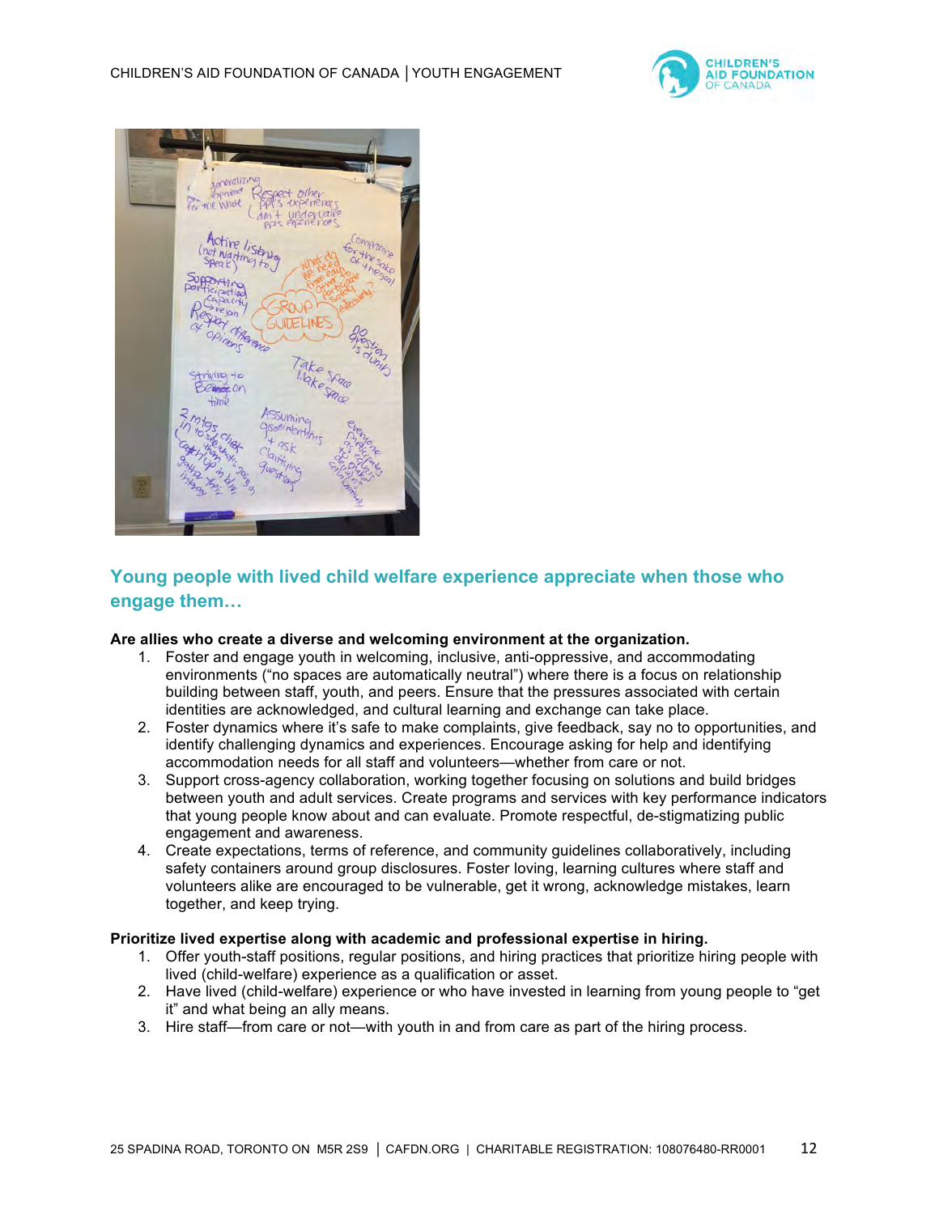## Young people with lived child welfare experience appreciate when those who engage them…

**Are allies who create a diverse and welcoming environment at the organization.**

1. Foster and engage youth in welcoming, inclusive, anti-oppressive, and accommodating environments ("no spaces are automatically neutral") where there is a focus on relationship building between staff, youth, and peers. Ensure that the pressures associated with certain identities are acknowledged, and cultural learning and exchange can take place.
2. Foster dynamics where it's safe to make complaints, give feedback, say no to opportunities, and identify challenging dynamics and experiences. Encourage asking for help and identifying accommodation needs for all staff and volunteers—whether from care or not.
3. Support cross-agency collaboration, working together focusing on solutions and build bridges between youth and adult services. Create programs and services with key performance indicators that young people know about and can evaluate. Promote respectful, de-stigmatizing public engagement and awareness.
4. Create expectations, terms of reference, and community guidelines collaboratively, including safety containers around group disclosures. Foster loving, learning cultures where staff and volunteers alike are encouraged to be vulnerable, get it wrong, acknowledge mistakes, learn together, and keep trying.

**Prioritize lived expertise along with academic and professional expertise in hiring.**

1. Offer youth-staff positions, regular positions, and hiring practices that prioritize hiring people with lived (child-welfare) experience as a qualification or asset.
2. Have lived (child-welfare) experience or who have invested in learning from young people to "get it" and what being an ally means.
3. Hire staff—from care or not—with youth in and from care as part of the hiring process.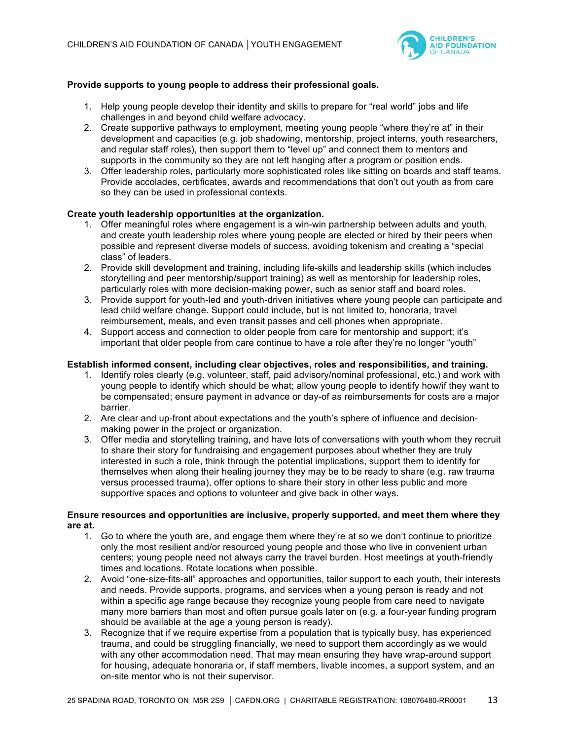**Provide supports to young people to address their professional goals.**

1. Help young people develop their identity and skills to prepare for "real world" jobs and life challenges in and beyond child welfare advocacy.
2. Create supportive pathways to employment, meeting young people "where they're at" in their development and capacities (e.g. job shadowing, mentorship, project interns, youth researchers, and regular staff roles), then support them to "level up" and connect them to mentors and supports in the community so they are not left hanging after a program or position ends.
3. Offer leadership roles, particularly more sophisticated roles like sitting on boards and staff teams. Provide accolades, certificates, awards and recommendations that don't out youth as from care so they can be used in professional contexts.

**Create youth leadership opportunities at the organization.**

1. Offer meaningful roles where engagement is a win-win partnership between adults and youth, and create youth leadership roles where young people are elected or hired by their peers when possible and represent diverse models of success, avoiding tokenism and creating a "special class" of leaders.
2. Provide skill development and training, including life-skills and leadership skills (which includes storytelling and peer mentorship/support training) as well as mentorship for leadership roles, particularly roles with more decision-making power, such as senior staff and board roles.
3. Provide support for youth-led and youth-driven initiatives where young people can participate and lead child welfare change. Support could include, but is not limited to, honoraria, travel reimbursement, meals, and even transit passes and cell phones when appropriate.
4. Support access and connection to older people from care for mentorship and support; it's important that older people from care continue to have a role after they're no longer "youth"

**Establish informed consent, including clear objectives, roles and responsibilities, and training.**

1. Identify roles clearly (e.g. volunteer, staff, paid advisory/nominal professional, etc,) and work with young people to identify which should be what; allow young people to identify how/if they want to be compensated; ensure payment in advance or day-of as reimbursements for costs are a major barrier.
2. Are clear and up-front about expectations and the youth's sphere of influence and decision-making power in the project or organization.
3. Offer media and storytelling training, and have lots of conversations with youth whom they recruit to share their story for fundraising and engagement purposes about whether they are truly interested in such a role, think through the potential implications, support them to identify for themselves when along their healing journey they may be to be ready to share (e.g. raw trauma versus processed trauma), offer options to share their story in other less public and more supportive spaces and options to volunteer and give back in other ways.

**Ensure resources and opportunities are inclusive, properly supported, and meet them where they are at.**

1. Go to where the youth are, and engage them where they're at so we don't continue to prioritize only the most resilient and/or resourced young people and those who live in convenient urban centers; young people need not always carry the travel burden. Host meetings at youth-friendly times and locations. Rotate locations when possible.
2. Avoid "one-size-fits-all" approaches and opportunities, tailor support to each youth, their interests and needs. Provide supports, programs, and services when a young person is ready and not within a specific age range because they recognize young people from care need to navigate many more barriers than most and often pursue goals later on (e.g. a four-year funding program should be available at the age a young person is ready).
3. Recognize that if we require expertise from a population that is typically busy, has experienced trauma, and could be struggling financially, we need to support them accordingly as we would with any other accommodation need. That may mean ensuring they have wrap-around support for housing, adequate honoraria or, if staff members, livable incomes, a support system, and an on-site mentor who is not their supervisor.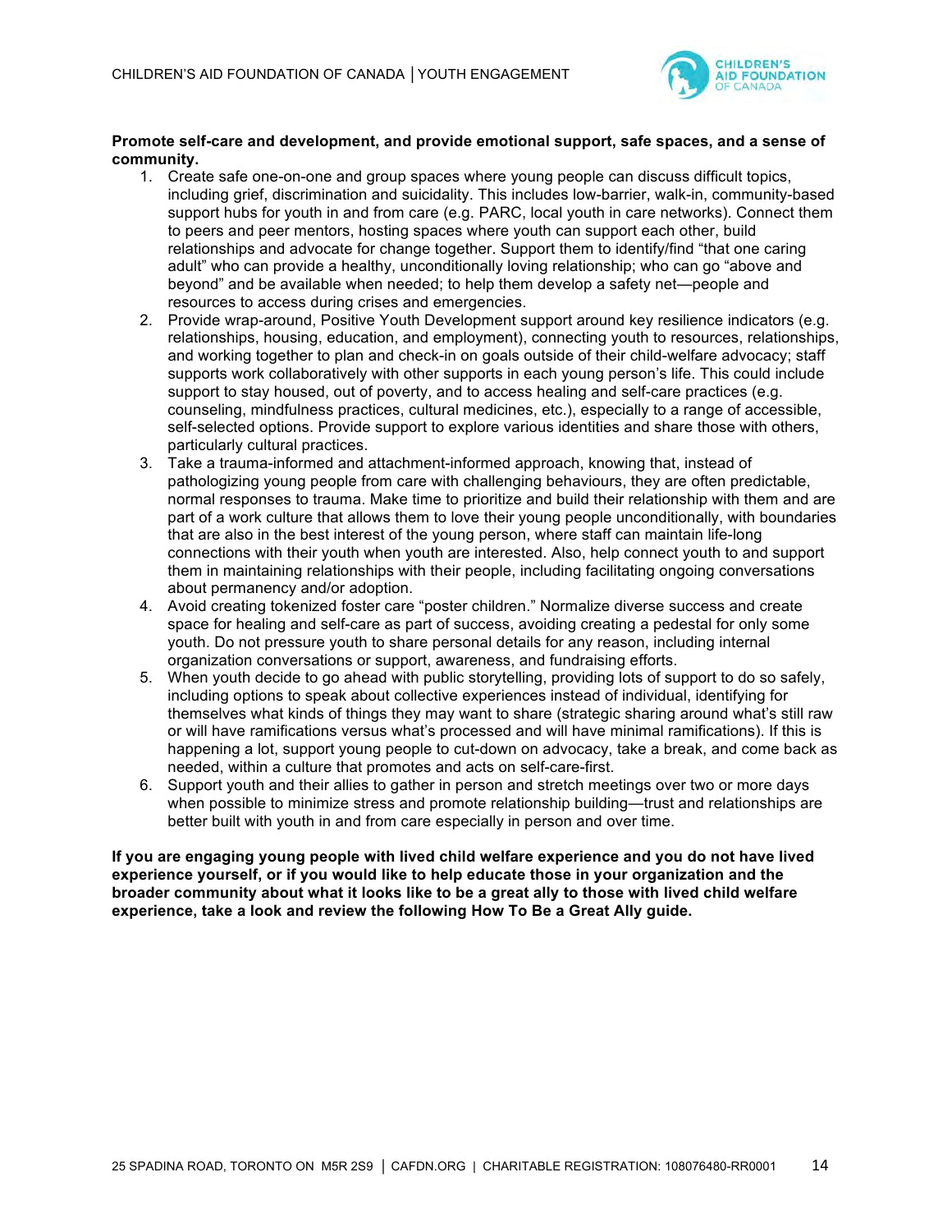**Promote self-care and development, and provide emotional support, safe spaces, and a sense of community.**

1. Create safe one-on-one and group spaces where young people can discuss difficult topics, including grief, discrimination and suicidality. This includes low-barrier, walk-in, community-based support hubs for youth in and from care (e.g. PARC, local youth in care networks). Connect them to peers and peer mentors, hosting spaces where youth can support each other, build relationships and advocate for change together. Support them to identify/find "that one caring adult" who can provide a healthy, unconditionally loving relationship; who can go "above and beyond" and be available when needed; to help them develop a safety net—people and resources to access during crises and emergencies.
2. Provide wrap-around, Positive Youth Development support around key resilience indicators (e.g. relationships, housing, education, and employment), connecting youth to resources, relationships, and working together to plan and check-in on goals outside of their child-welfare advocacy; staff supports work collaboratively with other supports in each young person's life. This could include support to stay housed, out of poverty, and to access healing and self-care practices (e.g. counseling, mindfulness practices, cultural medicines, etc.), especially to a range of accessible, self-selected options. Provide support to explore various identities and share those with others, particularly cultural practices.
3. Take a trauma-informed and attachment-informed approach, knowing that, instead of pathologizing young people from care with challenging behaviours, they are often predictable, normal responses to trauma. Make time to prioritize and build their relationship with them and are part of a work culture that allows them to love their young people unconditionally, with boundaries that are also in the best interest of the young person, where staff can maintain life-long connections with their youth when youth are interested. Also, help connect youth to and support them in maintaining relationships with their people, including facilitating ongoing conversations about permanency and/or adoption.
4. Avoid creating tokenized foster care "poster children." Normalize diverse success and create space for healing and self-care as part of success, avoiding creating a pedestal for only some youth. Do not pressure youth to share personal details for any reason, including internal organization conversations or support, awareness, and fundraising efforts.
5. When youth decide to go ahead with public storytelling, providing lots of support to do so safely, including options to speak about collective experiences instead of individual, identifying for themselves what kinds of things they may want to share (strategic sharing around what's still raw or will have ramifications versus what's processed and will have minimal ramifications). If this is happening a lot, support young people to cut-down on advocacy, take a break, and come back as needed, within a culture that promotes and acts on self-care-first.
6. Support youth and their allies to gather in person and stretch meetings over two or more days when possible to minimize stress and promote relationship building—trust and relationships are better built with youth in and from care especially in person and over time.

**If you are engaging young people with lived child welfare experience and you do not have lived experience yourself, or if you would like to help educate those in your organization and the broader community about what it looks like to be a great ally to those with lived child welfare experience, take a look and review the following How To Be a Great Ally guide.**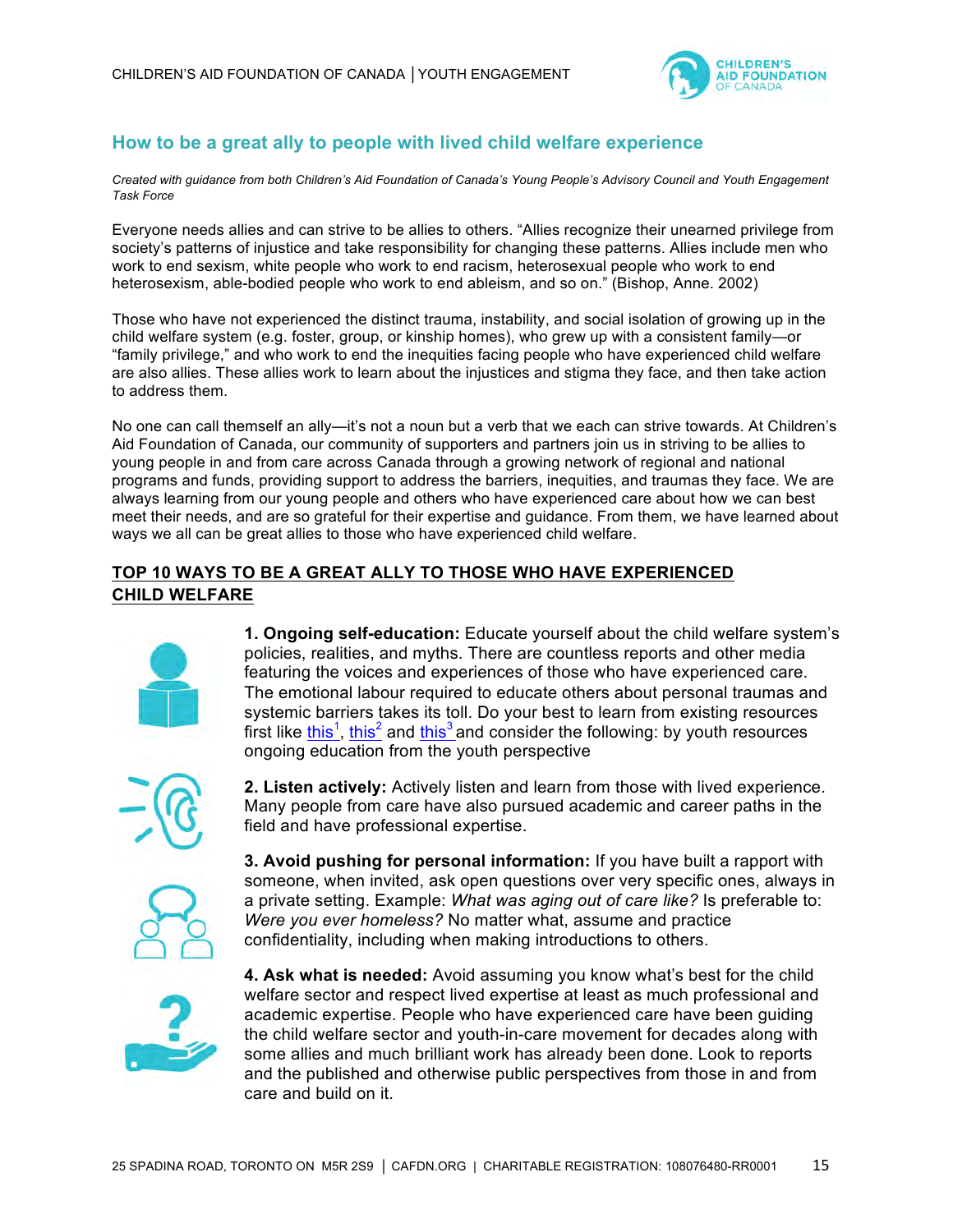## How to be a great ally to people with lived child welfare experience

*Created with guidance from both Children's Aid Foundation of Canada's Young People's Advisory Council and Youth Engagement Task Force*

Everyone needs allies and can strive to be allies to others. "Allies recognize their unearned privilege from society's patterns of injustice and take responsibility for changing these patterns. Allies include men who work to end sexism, white people who work to end racism, heterosexual people who work to end heterosexism, able-bodied people who work to end ableism, and so on." (Bishop, Anne. 2002)

Those who have not experienced the distinct trauma, instability, and social isolation of growing up in the child welfare system (e.g. foster, group, or kinship homes), who grew up with a consistent family—or "family privilege," and who work to end the inequities facing people who have experienced child welfare are also allies. These allies work to learn about the injustices and stigma they face, and then take action to address them.

No one can call themself an ally—it's not a noun but a verb that we each can strive towards. At Children's Aid Foundation of Canada, our community of supporters and partners join us in striving to be allies to young people in and from care across Canada through a growing network of regional and national programs and funds, providing support to address the barriers, inequities, and traumas they face. We are always learning from our young people and others who have experienced care about how we can best meet their needs, and are so grateful for their expertise and guidance. From them, we have learned about ways we all can be great allies to those who have experienced child welfare.

### TOP 10 WAYS TO BE A GREAT ALLY TO THOSE WHO HAVE EXPERIENCED CHILD WELFARE

**1. Ongoing self-education:** Educate yourself about the child welfare system's policies, realities, and myths. There are countless reports and other media featuring the voices and experiences of those who have experienced care. The emotional labour required to educate others about personal traumas and systemic barriers takes its toll. Do your best to learn from existing resources first like this[1], this[2] and this[3] and consider the following: by youth resources ongoing education from the youth perspective

**2. Listen actively:** Actively listen and learn from those with lived experience. Many people from care have also pursued academic and career paths in the field and have professional expertise.

**3. Avoid pushing for personal information:** If you have built a rapport with someone, when invited, ask open questions over very specific ones, always in a private setting. Example: *What was aging out of care like?* Is preferable to: *Were you ever homeless?* No matter what, assume and practice confidentiality, including when making introductions to others.

**4. Ask what is needed:** Avoid assuming you know what's best for the child welfare sector and respect lived expertise at least as much professional and academic expertise. People who have experienced care have been guiding the child welfare sector and youth-in-care movement for decades along with some allies and much brilliant work has already been done. Look to reports and the published and otherwise public perspectives from those in and from care and build on it.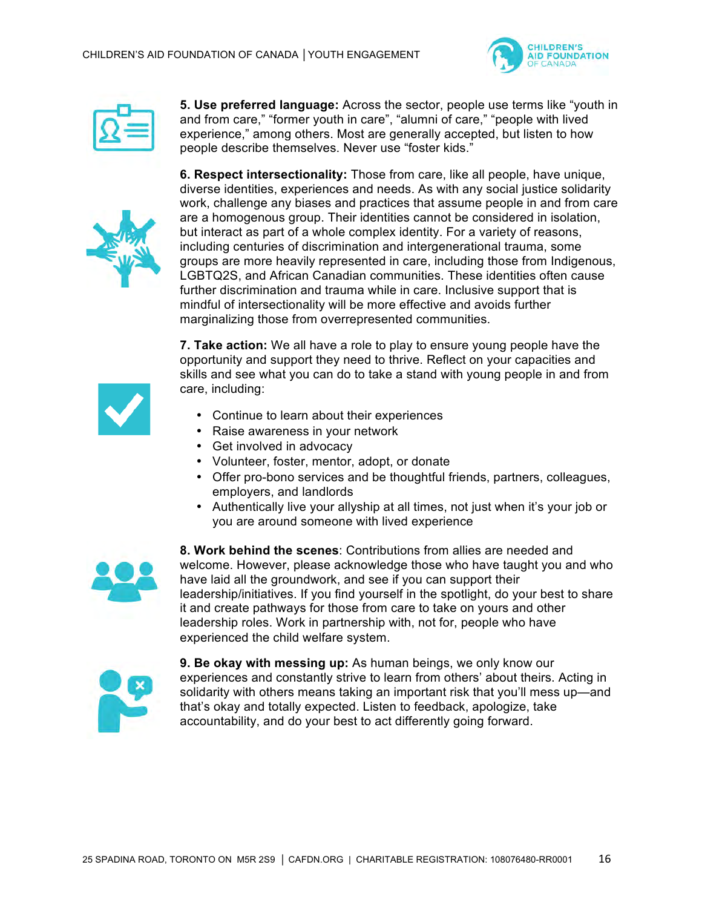**5. Use preferred language:** Across the sector, people use terms like "youth in and from care," "former youth in care", "alumni of care," "people with lived experience," among others. Most are generally accepted, but listen to how people describe themselves. Never use "foster kids."

**6. Respect intersectionality:** Those from care, like all people, have unique, diverse identities, experiences and needs. As with any social justice solidarity work, challenge any biases and practices that assume people in and from care are a homogenous group. Their identities cannot be considered in isolation, but interact as part of a whole complex identity. For a variety of reasons, including centuries of discrimination and intergenerational trauma, some groups are more heavily represented in care, including those from Indigenous, LGBTQ2S, and African Canadian communities. These identities often cause further discrimination and trauma while in care. Inclusive support that is mindful of intersectionality will be more effective and avoids further marginalizing those from overrepresented communities.

**7. Take action:** We all have a role to play to ensure young people have the opportunity and support they need to thrive. Reflect on your capacities and skills and see what you can do to take a stand with young people in and from care, including:

- Continue to learn about their experiences
- Raise awareness in your network
- Get involved in advocacy
- Volunteer, foster, mentor, adopt, or donate
- Offer pro-bono services and be thoughtful friends, partners, colleagues, employers, and landlords
- Authentically live your allyship at all times, not just when it's your job or you are around someone with lived experience

**8. Work behind the scenes**: Contributions from allies are needed and welcome. However, please acknowledge those who have taught you and who have laid all the groundwork, and see if you can support their leadership/initiatives. If you find yourself in the spotlight, do your best to share it and create pathways for those from care to take on yours and other leadership roles. Work in partnership with, not for, people who have experienced the child welfare system.

**9. Be okay with messing up:** As human beings, we only know our experiences and constantly strive to learn from others' about theirs. Acting in solidarity with others means taking an important risk that you'll mess up—and that's okay and totally expected. Listen to feedback, apologize, take accountability, and do your best to act differently going forward.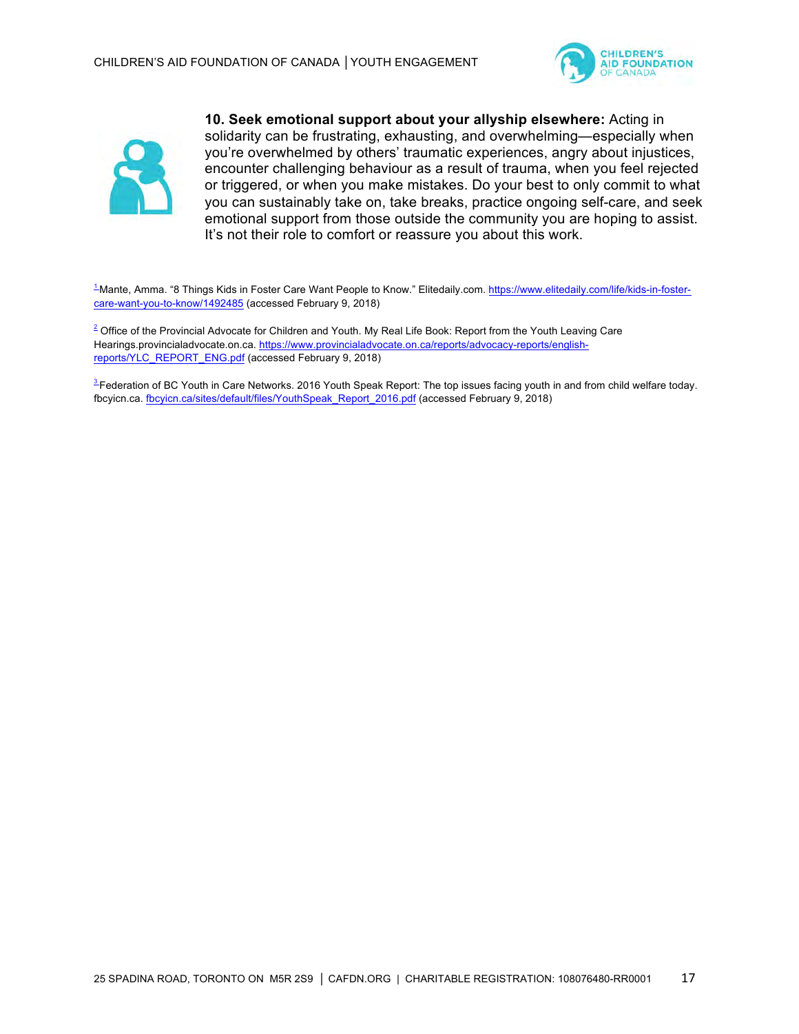**10. Seek emotional support about your allyship elsewhere:** Acting in solidarity can be frustrating, exhausting, and overwhelming—especially when you're overwhelmed by others' traumatic experiences, angry about injustices, encounter challenging behaviour as a result of trauma, when you feel rejected or triggered, or when you make mistakes. Do your best to only commit to what you can sustainably take on, take breaks, practice ongoing self-care, and seek emotional support from those outside the community you are hoping to assist. It's not their role to comfort or reassure you about this work.

[1] Mante, Amma. "8 Things Kids in Foster Care Want People to Know." Elitedaily.com. https://www.elitedaily.com/life/kids-in-foster-care-want-you-to-know/1492485 (accessed February 9, 2018)

[2] Office of the Provincial Advocate for Children and Youth. My Real Life Book: Report from the Youth Leaving Care Hearings.provincialadvocate.on.ca. https://www.provincialadvocate.on.ca/reports/advocacy-reports/english-reports/YLC_REPORT_ENG.pdf (accessed February 9, 2018)

[3] Federation of BC Youth in Care Networks. 2016 Youth Speak Report: The top issues facing youth in and from child welfare today. fbcyicn.ca. fbcyicn.ca/sites/default/files/YouthSpeak_Report_2016.pdf (accessed February 9, 2018)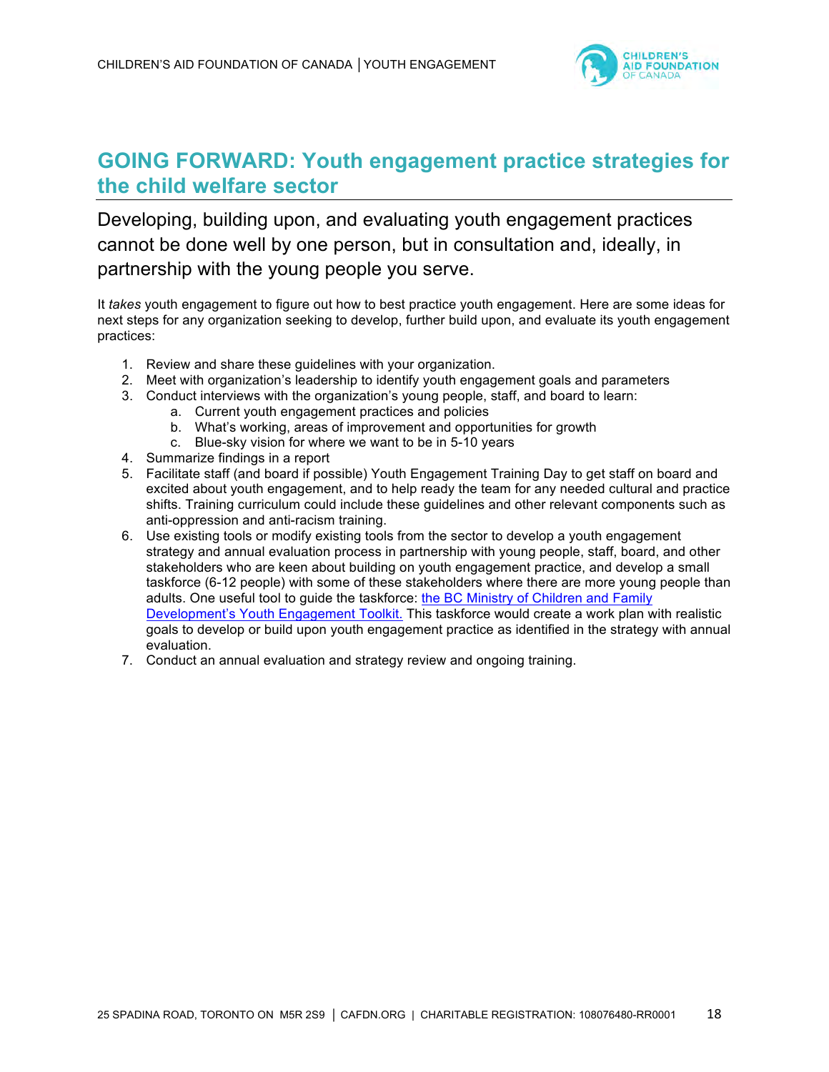## GOING FORWARD: Youth engagement practice strategies for the child welfare sector

Developing, building upon, and evaluating youth engagement practices cannot be done well by one person, but in consultation and, ideally, in partnership with the young people you serve.

It *takes* youth engagement to figure out how to best practice youth engagement. Here are some ideas for next steps for any organization seeking to develop, further build upon, and evaluate its youth engagement practices:

1. Review and share these guidelines with your organization.
2. Meet with organization's leadership to identify youth engagement goals and parameters
3. Conduct interviews with the organization's young people, staff, and board to learn:
    a. Current youth engagement practices and policies
    b. What's working, areas of improvement and opportunities for growth
    c. Blue-sky vision for where we want to be in 5-10 years
4. Summarize findings in a report
5. Facilitate staff (and board if possible) Youth Engagement Training Day to get staff on board and excited about youth engagement, and to help ready the team for any needed cultural and practice shifts. Training curriculum could include these guidelines and other relevant components such as anti-oppression and anti-racism training.
6. Use existing tools or modify existing tools from the sector to develop a youth engagement strategy and annual evaluation process in partnership with young people, staff, board, and other stakeholders who are keen about building on youth engagement practice, and develop a small taskforce (6-12 people) with some of these stakeholders where there are more young people than adults. One useful tool to guide the taskforce: the BC Ministry of Children and Family Development's Youth Engagement Toolkit. This taskforce would create a work plan with realistic goals to develop or build upon youth engagement practice as identified in the strategy with annual evaluation.
7. Conduct an annual evaluation and strategy review and ongoing training.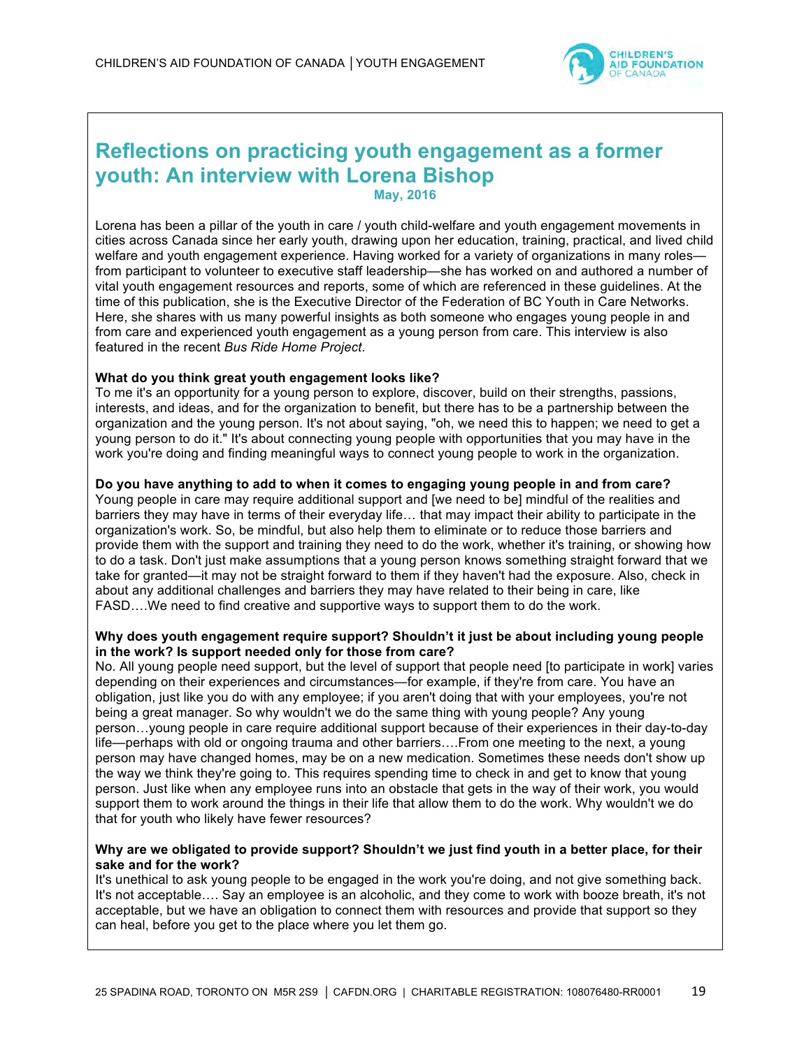## Reflections on practicing youth engagement as a former youth: An interview with Lorena Bishop

**May, 2016**

Lorena has been a pillar of the youth in care / youth child-welfare and youth engagement movements in cities across Canada since her early youth, drawing upon her education, training, practical, and lived child welfare and youth engagement experience. Having worked for a variety of organizations in many roles—from participant to volunteer to executive staff leadership—she has worked on and authored a number of vital youth engagement resources and reports, some of which are referenced in these guidelines. At the time of this publication, she is the Executive Director of the Federation of BC Youth in Care Networks. Here, she shares with us many powerful insights as both someone who engages young people in and from care and experienced youth engagement as a young person from care. This interview is also featured in the recent *Bus Ride Home Project*.

**What do you think great youth engagement looks like?**
To me it's an opportunity for a young person to explore, discover, build on their strengths, passions, interests, and ideas, and for the organization to benefit, but there has to be a partnership between the organization and the young person. It's not about saying, "oh, we need this to happen; we need to get a young person to do it." It's about connecting young people with opportunities that you may have in the work you're doing and finding meaningful ways to connect young people to work in the organization.

**Do you have anything to add to when it comes to engaging young people in and from care?**
Young people in care may require additional support and [we need to be] mindful of the realities and barriers they may have in terms of their everyday life… that may impact their ability to participate in the organization's work. So, be mindful, but also help them to eliminate or to reduce those barriers and provide them with the support and training they need to do the work, whether it's training, or showing how to do a task. Don't just make assumptions that a young person knows something straight forward that we take for granted—it may not be straight forward to them if they haven't had the exposure. Also, check in about any additional challenges and barriers they may have related to their being in care, like FASD….We need to find creative and supportive ways to support them to do the work.

**Why does youth engagement require support? Shouldn't it just be about including young people in the work? Is support needed only for those from care?**
No. All young people need support, but the level of support that people need [to participate in work] varies depending on their experiences and circumstances—for example, if they're from care. You have an obligation, just like you do with any employee; if you aren't doing that with your employees, you're not being a great manager. So why wouldn't we do the same thing with young people? Any young person…young people in care require additional support because of their experiences in their day-to-day life—perhaps with old or ongoing trauma and other barriers….From one meeting to the next, a young person may have changed homes, may be on a new medication. Sometimes these needs don't show up the way we think they're going to. This requires spending time to check in and get to know that young person. Just like when any employee runs into an obstacle that gets in the way of their work, you would support them to work around the things in their life that allow them to do the work. Why wouldn't we do that for youth who likely have fewer resources?

**Why are we obligated to provide support? Shouldn't we just find youth in a better place, for their sake and for the work?**
It's unethical to ask young people to be engaged in the work you're doing, and not give something back. It's not acceptable…. Say an employee is an alcoholic, and they come to work with booze breath, it's not acceptable, but we have an obligation to connect them with resources and provide that support so they can heal, before you get to the place where you let them go.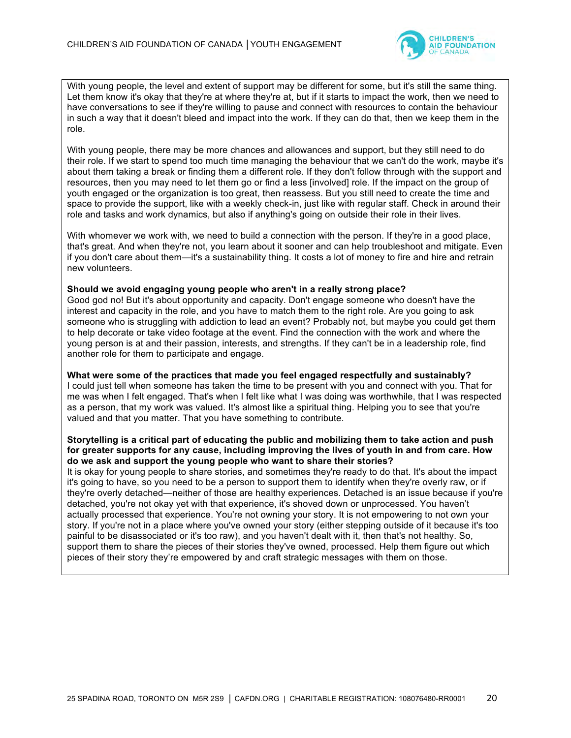With young people, the level and extent of support may be different for some, but it's still the same thing. Let them know it's okay that they're at where they're at, but if it starts to impact the work, then we need to have conversations to see if they're willing to pause and connect with resources to contain the behaviour in such a way that it doesn't bleed and impact into the work. If they can do that, then we keep them in the role.

With young people, there may be more chances and allowances and support, but they still need to do their role. If we start to spend too much time managing the behaviour that we can't do the work, maybe it's about them taking a break or finding them a different role. If they don't follow through with the support and resources, then you may need to let them go or find a less [involved] role. If the impact on the group of youth engaged or the organization is too great, then reassess. But you still need to create the time and space to provide the support, like with a weekly check-in, just like with regular staff. Check in around their role and tasks and work dynamics, but also if anything's going on outside their role in their lives.

With whomever we work with, we need to build a connection with the person. If they're in a good place, that's great. And when they're not, you learn about it sooner and can help troubleshoot and mitigate. Even if you don't care about them—it's a sustainability thing. It costs a lot of money to fire and hire and retrain new volunteers.

**Should we avoid engaging young people who aren't in a really strong place?**
Good god no! But it's about opportunity and capacity. Don't engage someone who doesn't have the interest and capacity in the role, and you have to match them to the right role. Are you going to ask someone who is struggling with addiction to lead an event? Probably not, but maybe you could get them to help decorate or take video footage at the event. Find the connection with the work and where the young person is at and their passion, interests, and strengths. If they can't be in a leadership role, find another role for them to participate and engage.

**What were some of the practices that made you feel engaged respectfully and sustainably?**
I could just tell when someone has taken the time to be present with you and connect with you. That for me was when I felt engaged. That's when I felt like what I was doing was worthwhile, that I was respected as a person, that my work was valued. It's almost like a spiritual thing. Helping you to see that you're valued and that you matter. That you have something to contribute.

**Storytelling is a critical part of educating the public and mobilizing them to take action and push for greater supports for any cause, including improving the lives of youth in and from care. How do we ask and support the young people who want to share their stories?**
It is okay for young people to share stories, and sometimes they're ready to do that. It's about the impact it's going to have, so you need to be a person to support them to identify when they're overly raw, or if they're overly detached—neither of those are healthy experiences. Detached is an issue because if you're detached, you're not okay yet with that experience, it's shoved down or unprocessed. You haven't actually processed that experience. You're not owning your story. It is not empowering to not own your story. If you're not in a place where you've owned your story (either stepping outside of it because it's too painful to be disassociated or it's too raw), and you haven't dealt with it, then that's not healthy. So, support them to share the pieces of their stories they've owned, processed. Help them figure out which pieces of their story they're empowered by and craft strategic messages with them on those.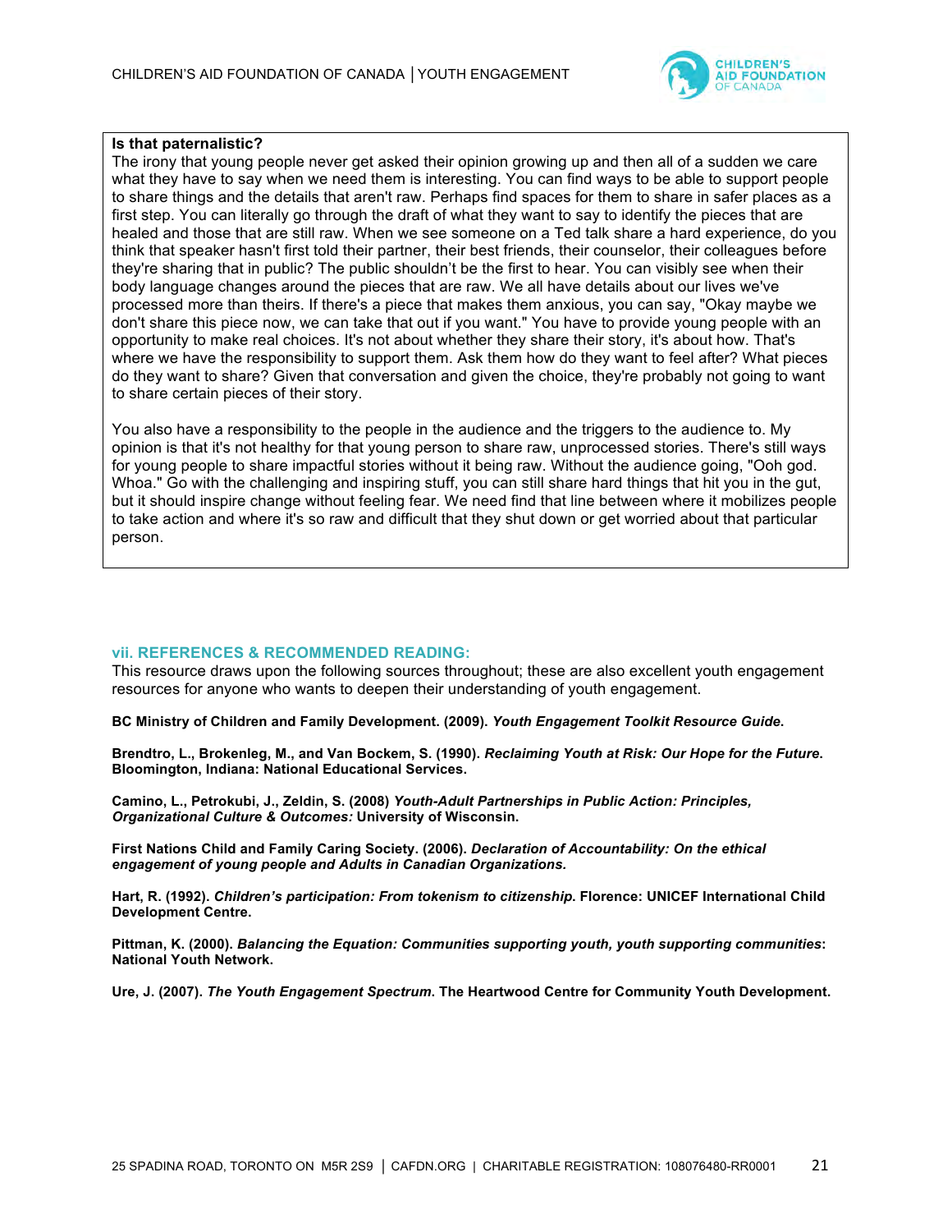**Is that paternalistic?**
The irony that young people never get asked their opinion growing up and then all of a sudden we care what they have to say when we need them is interesting. You can find ways to be able to support people to share things and the details that aren't raw. Perhaps find spaces for them to share in safer places as a first step. You can literally go through the draft of what they want to say to identify the pieces that are healed and those that are still raw. When we see someone on a Ted talk share a hard experience, do you think that speaker hasn't first told their partner, their best friends, their counselor, their colleagues before they're sharing that in public? The public shouldn't be the first to hear. You can visibly see when their body language changes around the pieces that are raw. We all have details about our lives we've processed more than theirs. If there's a piece that makes them anxious, you can say, "Okay maybe we don't share this piece now, we can take that out if you want." You have to provide young people with an opportunity to make real choices. It's not about whether they share their story, it's about how. That's where we have the responsibility to support them. Ask them how do they want to feel after? What pieces do they want to share? Given that conversation and given the choice, they're probably not going to want to share certain pieces of their story.

You also have a responsibility to the people in the audience and the triggers to the audience to. My opinion is that it's not healthy for that young person to share raw, unprocessed stories. There's still ways for young people to share impactful stories without it being raw. Without the audience going, "Ooh god. Whoa." Go with the challenging and inspiring stuff, you can still share hard things that hit you in the gut, but it should inspire change without feeling fear. We need find that line between where it mobilizes people to take action and where it's so raw and difficult that they shut down or get worried about that particular person.

## vii. REFERENCES & RECOMMENDED READING:

This resource draws upon the following sources throughout; these are also excellent youth engagement resources for anyone who wants to deepen their understanding of youth engagement.

**BC Ministry of Children and Family Development. (2009). *Youth Engagement Toolkit Resource Guide*.**

**Brendtro, L., Brokenleg, M., and Van Bockem, S. (1990). *Reclaiming Youth at Risk: Our Hope for the Future*. Bloomington, Indiana: National Educational Services.**

**Camino, L., Petrokubi, J., Zeldin, S. (2008) *Youth-Adult Partnerships in Public Action: Principles, Organizational Culture & Outcomes:* University of Wisconsin.**

**First Nations Child and Family Caring Society. (2006). *Declaration of Accountability: On the ethical engagement of young people and Adults in Canadian Organizations.***

**Hart, R. (1992). *Children's participation: From tokenism to citizenship*. Florence: UNICEF International Child Development Centre.**

**Pittman, K. (2000). *Balancing the Equation: Communities supporting youth, youth supporting communities*: National Youth Network.**

**Ure, J. (2007). *The Youth Engagement Spectrum*. The Heartwood Centre for Community Youth Development.**